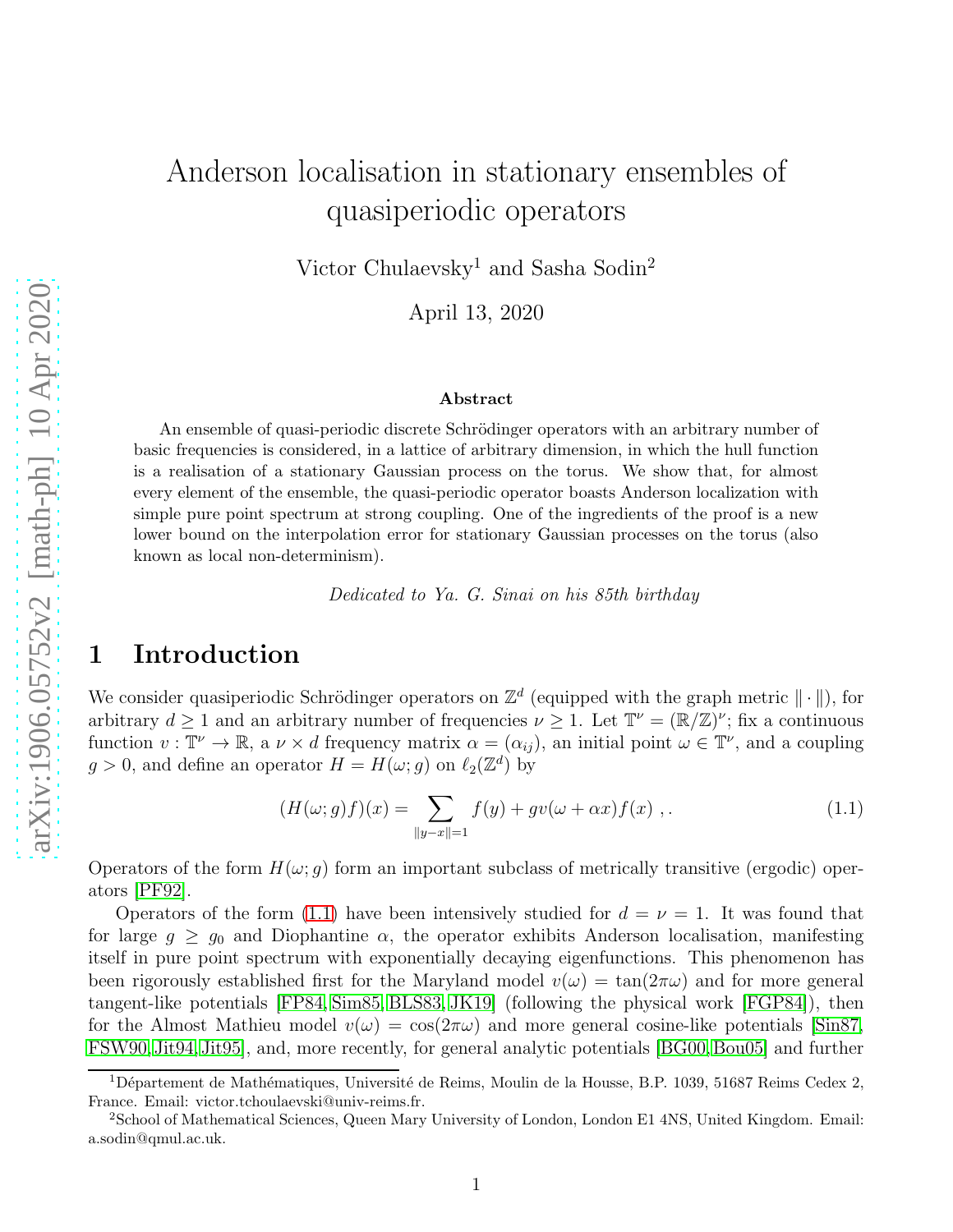# Anderson localisation in stationary ensembles of quasiperiodic operators

Victor Chulaevsky[1] and Sasha Sodin[2]

April 13, 2020

### Abstract

An ensemble of quasi-periodic discrete Schrödinger operators with an arbitrary number of basic frequencies is considered, in a lattice of arbitrary dimension, in which the hull function is a realisation of a stationary Gaussian process on the torus. We show that, for almost every element of the ensemble, the quasi-periodic operator boasts Anderson localization with simple pure point spectrum at strong coupling. One of the ingredients of the proof is a new lower bound on the interpolation error for stationary Gaussian processes on the torus (also known as local non-determinism).

*Dedicated to Ya. G. Sinai on his 85th birthday*

## 1 Introduction

We consider quasiperiodic Schrödinger operators on $\mathbb{Z}^d$ (equipped with the graph metric $\|\cdot\|$), for arbitrary $d \geq 1$ and an arbitrary number of frequencies $\nu \geq 1$. Let $\mathbb{T}^\nu = (\mathbb{R}/\mathbb{Z})^\nu$; fix a continuous function $v : \mathbb{T}^\nu \to \mathbb{R}$, a $\nu \times d$ frequency matrix $\alpha = (\alpha_{ij})$, an initial point $\omega \in \mathbb{T}^\nu$, and a coupling $g > 0$, and define an operator $H = H(\omega; g)$ on $\ell_2(\mathbb{Z}^d)$ by

$$(H(\omega; g)f)(x) = \sum_{\|y-x\|=1} f(y) + gv(\omega + \alpha x)f(x) \ , . \tag{1.1}$$

Operators of the form $H(\omega; g)$ form an important subclass of metrically transitive (ergodic) operators [PF92].

Operators of the form (1.1) have been intensively studied for $d = \nu = 1$. It was found that for large $g \geq g_0$ and Diophantine $\alpha$, the operator exhibits Anderson localisation, manifesting itself in pure point spectrum with exponentially decaying eigenfunctions. This phenomenon has been rigorously established first for the Maryland model $v(\omega) = \tan(2\pi\omega)$ and for more general tangent-like potentials [FP84, Sim85, BLS83, JK19] (following the physical work [FGP84]), then for the Almost Mathieu model $v(\omega) = \cos(2\pi\omega)$ and more general cosine-like potentials [Sin87, FSW90, Jit94, Jit95], and, more recently, for general analytic potentials [BG00, Bou05] and further

[1] Département de Mathématiques, Université de Reims, Moulin de la Housse, B.P. 1039, 51687 Reims Cedex 2, France. Email: victor.tchoulaevski@univ-reims.fr.

[2] School of Mathematical Sciences, Queen Mary University of London, London E1 4NS, United Kingdom. Email: a.sodin@qmul.ac.uk.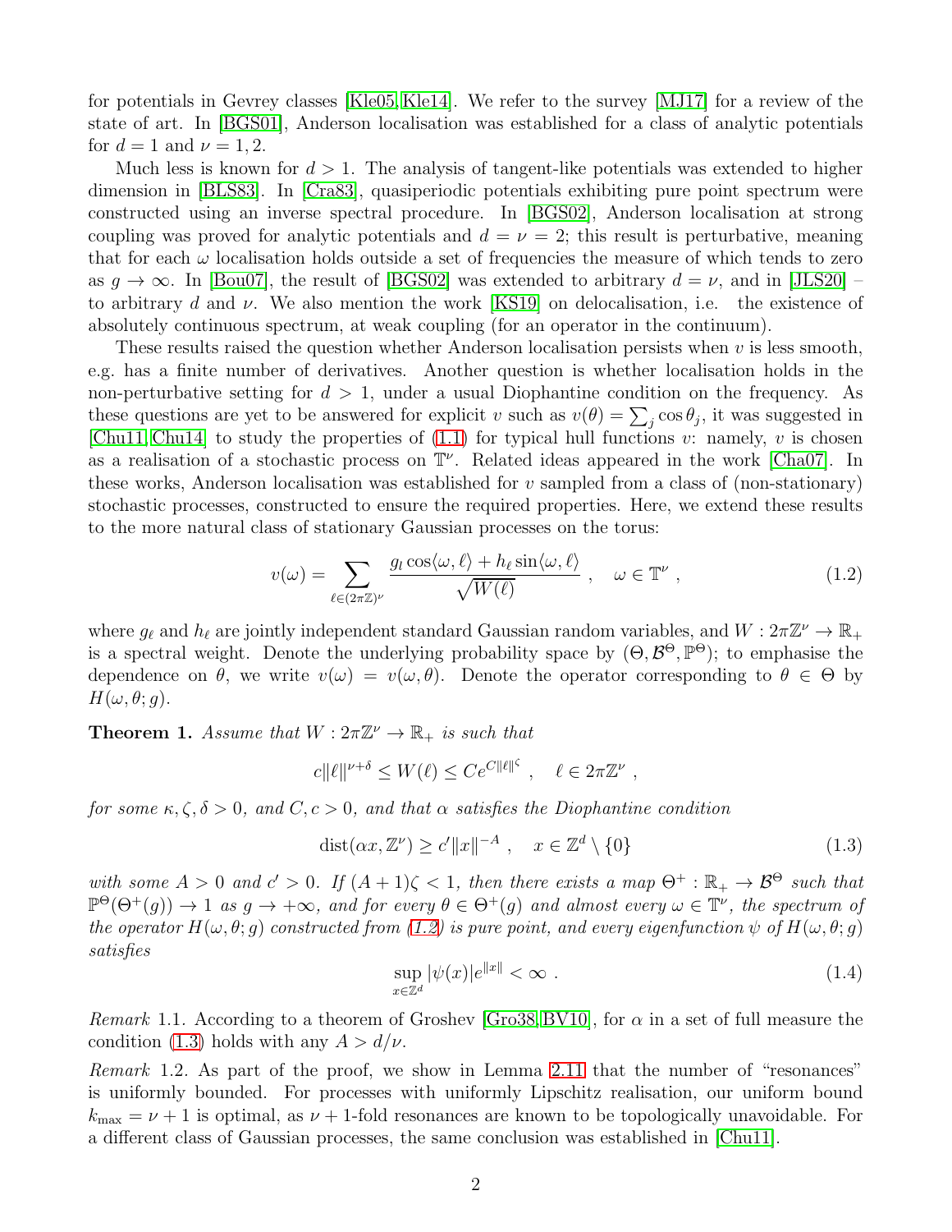for potentials in Gevrey classes [Kle05, Kle14]. We refer to the survey [MJ17] for a review of the state of art. In [BGS01], Anderson localisation was established for a class of analytic potentials for $d = 1$ and $\nu = 1, 2$.

Much less is known for $d > 1$. The analysis of tangent-like potentials was extended to higher dimension in [BLS83]. In [Cra83], quasiperiodic potentials exhibiting pure point spectrum were constructed using an inverse spectral procedure. In [BGS02], Anderson localisation at strong coupling was proved for analytic potentials and $d = \nu = 2$; this result is perturbative, meaning that for each $\omega$ localisation holds outside a set of frequencies the measure of which tends to zero as $g \to \infty$. In [Bou07], the result of [BGS02] was extended to arbitrary $d = \nu$, and in [JLS20] – to arbitrary $d$ and $\nu$. We also mention the work [KS19] on delocalisation, i.e. the existence of absolutely continuous spectrum, at weak coupling (for an operator in the continuum).

These results raised the question whether Anderson localisation persists when $v$ is less smooth, e.g. has a finite number of derivatives. Another question is whether localisation holds in the non-perturbative setting for $d > 1$, under a usual Diophantine condition on the frequency. As these questions are yet to be answered for explicit $v$ such as $v(\theta) = \sum_j \cos \theta_j$, it was suggested in [Chu11, Chu14] to study the properties of (1.1) for typical hull functions $v$: namely, $v$ is chosen as a realisation of a stochastic process on $\mathbb{T}^\nu$. Related ideas appeared in the work [Cha07]. In these works, Anderson localisation was established for $v$ sampled from a class of (non-stationary) stochastic processes, constructed to ensure the required properties. Here, we extend these results to the more natural class of stationary Gaussian processes on the torus:

$$v(\omega) = \sum_{\ell \in (2\pi\mathbb{Z})^\nu} \frac{g_l \cos\langle \omega, \ell \rangle + h_\ell \sin\langle \omega, \ell\rangle}{\sqrt{W(\ell)}} \ , \quad \omega \in \mathbb{T}^\nu \ , \tag{1.2}$$

where $g_\ell$ and $h_\ell$ are jointly independent standard Gaussian random variables, and $W : 2\pi\mathbb{Z}^\nu \to \mathbb{R}_+$ is a spectral weight. Denote the underlying probability space by $(\Theta, \mathcal{B}^\Theta, \mathbb{P}^\Theta)$; to emphasise the dependence on $\theta$, we write $v(\omega) = v(\omega, \theta)$. Denote the operator corresponding to $\theta \in \Theta$ by $H(\omega, \theta; g)$.

**Theorem 1.** *Assume that $W : 2\pi\mathbb{Z}^\nu \to \mathbb{R}_+$ is such that*

$$c\|\ell\|^{\nu+\delta} \leq W(\ell) \leq Ce^{C\|\ell\|^\zeta} \ , \quad \ell \in 2\pi\mathbb{Z}^\nu \ ,$$

*for some $\kappa, \zeta, \delta > 0$, and $C, c > 0$, and that $\alpha$ satisfies the Diophantine condition*

$$\operatorname{dist}(\alpha x, \mathbb{Z}^\nu) \geq c'\|x\|^{-A} \ , \quad x \in \mathbb{Z}^d \setminus \{0\} \tag{1.3}$$

*with some $A > 0$ and $c' > 0$. If $(A+1)\zeta < 1$, then there exists a map $\Theta^+ : \mathbb{R}_+ \to \mathcal{B}^\Theta$ such that $\mathbb{P}^\Theta(\Theta^+(g)) \to 1$ as $g \to +\infty$, and for every $\theta \in \Theta^+(g)$ and almost every $\omega \in \mathbb{T}^\nu$, the spectrum of the operator $H(\omega, \theta; g)$ constructed from (1.2) is pure point, and every eigenfunction $\psi$ of $H(\omega, \theta; g)$ satisfies*

$$\sup_{x \in \mathbb{Z}^d} |\psi(x)| e^{\|x\|} < \infty \ . \tag{1.4}$$

*Remark* 1.1. According to a theorem of Groshev [Gro38, BV10], for $\alpha$ in a set of full measure the condition (1.3) holds with any $A > d/\nu$.

*Remark* 1.2. As part of the proof, we show in Lemma 2.11 that the number of "resonances" is uniformly bounded. For processes with uniformly Lipschitz realisation, our uniform bound $k_{\max} = \nu + 1$ is optimal, as $\nu + 1$-fold resonances are known to be topologically unavoidable. For a different class of Gaussian processes, the same conclusion was established in [Chu11].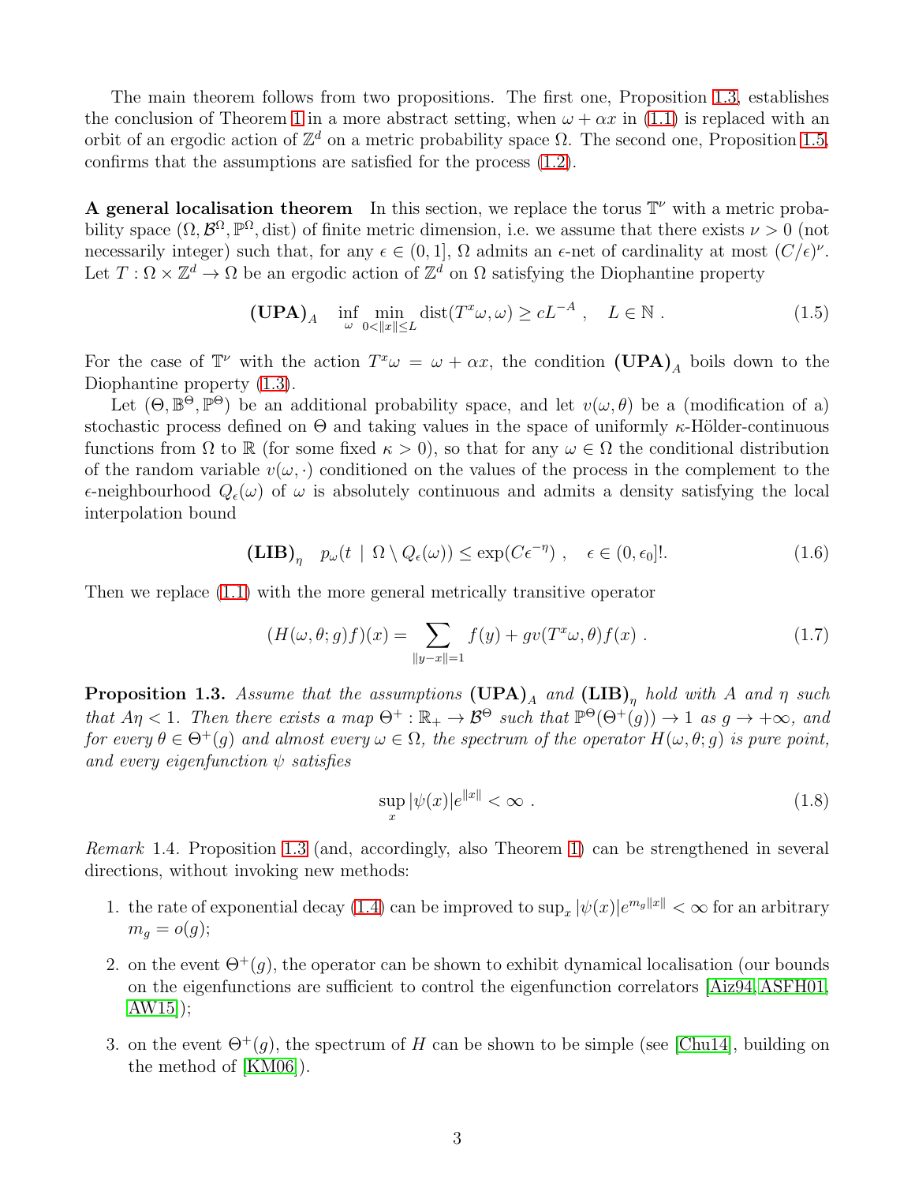The main theorem follows from two propositions. The first one, Proposition 1.3, establishes the conclusion of Theorem 1 in a more abstract setting, when $\omega + \alpha x$ in (1.1) is replaced with an orbit of an ergodic action of $\mathbb{Z}^d$ on a metric probability space $\Omega$. The second one, Proposition 1.5, confirms that the assumptions are satisfied for the process (1.2).

**A general localisation theorem** In this section, we replace the torus $\mathbb{T}^\nu$ with a metric probability space $(\Omega, \mathcal{B}^\Omega, \mathbb{P}^\Omega, \mathrm{dist})$ of finite metric dimension, i.e. we assume that there exists $\nu > 0$ (not necessarily integer) such that, for any $\epsilon \in (0, 1]$, $\Omega$ admits an $\epsilon$-net of cardinality at most $(C/\epsilon)^\nu$. Let $T : \Omega \times \mathbb{Z}^d \to \Omega$ be an ergodic action of $\mathbb{Z}^d$ on $\Omega$ satisfying the Diophantine property

$$\textbf{(UPA)}_A \quad \inf_\omega \min_{0 < \|x\| \leq L} \mathrm{dist}(T^x \omega, \omega) \geq c L^{-A} \ , \quad L \in \mathbb{N} \ . \tag{1.5}$$

For the case of $\mathbb{T}^\nu$ with the action $T^x \omega = \omega + \alpha x$, the condition $\textbf{(UPA)}_A$ boils down to the Diophantine property (1.3).

Let $(\Theta, \mathbb{B}^\Theta, \mathbb{P}^\Theta)$ be an additional probability space, and let $v(\omega, \theta)$ be a (modification of a) stochastic process defined on $\Theta$ and taking values in the space of uniformly $\kappa$-Hölder-continuous functions from $\Omega$ to $\mathbb{R}$ (for some fixed $\kappa > 0$), so that for any $\omega \in \Omega$ the conditional distribution of the random variable $v(\omega, \cdot)$ conditioned on the values of the process in the complement to the $\epsilon$-neighbourhood $Q_\epsilon(\omega)$ of $\omega$ is absolutely continuous and admits a density satisfying the local interpolation bound

$$\textbf{(LIB)}_\eta \quad p_\omega(t \mid \Omega \setminus Q_\epsilon(\omega)) \leq \exp(C \epsilon^{-\eta}) \ , \quad \epsilon \in (0, \epsilon_0]! . \tag{1.6}$$

Then we replace (1.1) with the more general metrically transitive operator

$$(H(\omega, \theta; g) f)(x) = \sum_{\|y - x\| = 1} f(y) + g v(T^x \omega, \theta) f(x) \ . \tag{1.7}$$

**Proposition 1.3.** *Assume that the assumptions $\textbf{(UPA)}_A$ and $\textbf{(LIB)}_\eta$ hold with $A$ and $\eta$ such that $A\eta < 1$. Then there exists a map $\Theta^+ : \mathbb{R}_+ \to \mathcal{B}^\Theta$ such that $\mathbb{P}^\Theta(\Theta^+(g)) \to 1$ as $g \to +\infty$, and for every $\theta \in \Theta^+(g)$ and almost every $\omega \in \Omega$, the spectrum of the operator $H(\omega, \theta; g)$ is pure point, and every eigenfunction $\psi$ satisfies*

$$\sup_x |\psi(x)| e^{\|x\|} < \infty \ . \tag{1.8}$$

*Remark* 1.4. Proposition 1.3 (and, accordingly, also Theorem 1) can be strengthened in several directions, without invoking new methods:

1. the rate of exponential decay (1.4) can be improved to $\sup_x |\psi(x)| e^{m_g \|x\|} < \infty$ for an arbitrary $m_g = o(g)$;
2. on the event $\Theta^+(g)$, the operator can be shown to exhibit dynamical localisation (our bounds on the eigenfunctions are sufficient to control the eigenfunction correlators [Aiz94, ASFH01, AW15]);
3. on the event $\Theta^+(g)$, the spectrum of $H$ can be shown to be simple (see [Chu14], building on the method of [KM06]).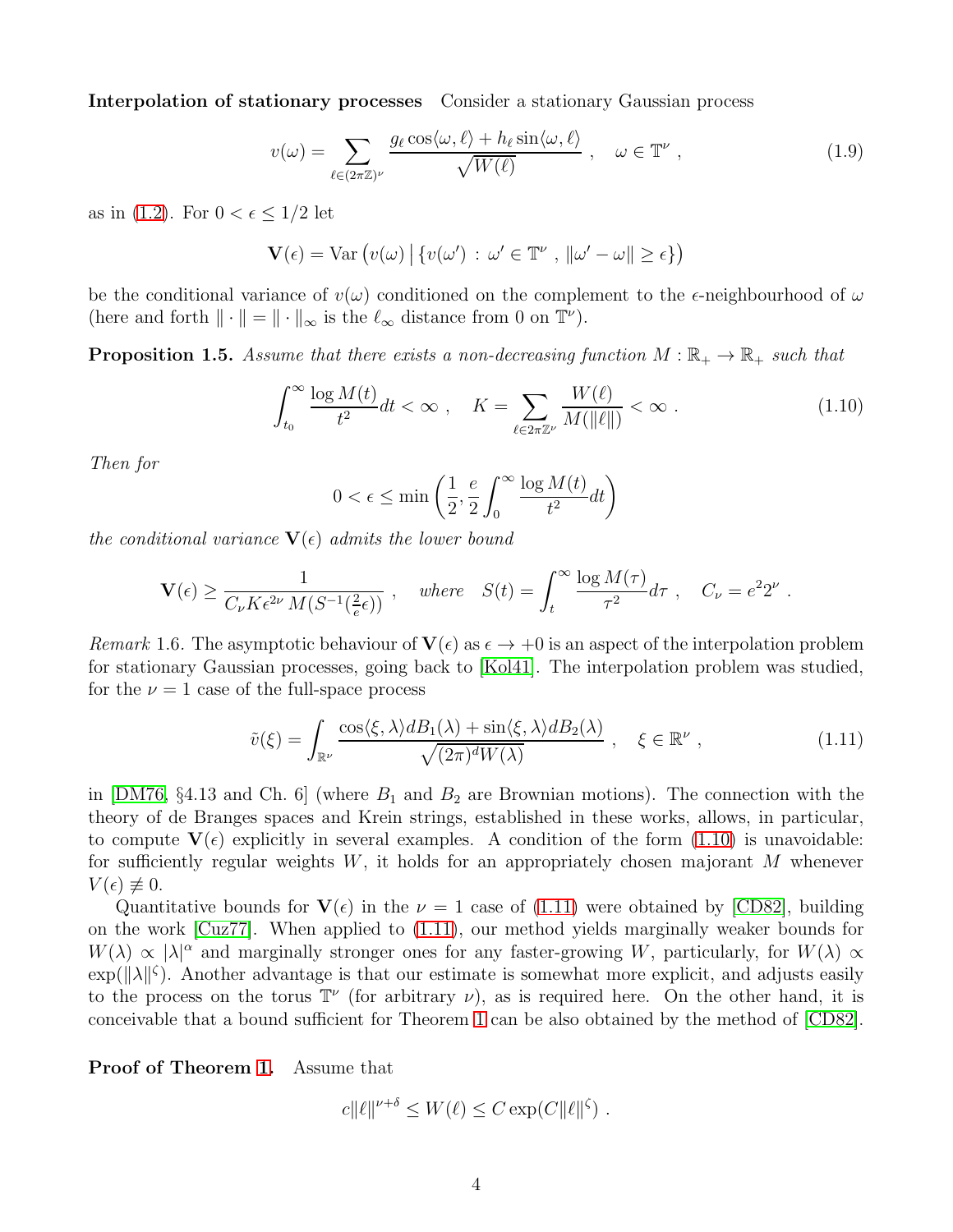**Interpolation of stationary processes** Consider a stationary Gaussian process

$$v(\omega) = \sum_{\ell \in (2\pi\mathbb{Z})^\nu} \frac{g_\ell \cos\langle \omega, \ell \rangle + h_\ell \sin\langle \omega, \ell\rangle}{\sqrt{W(\ell)}} , \quad \omega \in \mathbb{T}^\nu , \tag{1.9}$$

as in (1.2). For $0 < \epsilon \leq 1/2$ let

$$\mathbf{V}(\epsilon) = \mathrm{Var}\left(v(\omega) \,\middle|\, \{v(\omega') \,:\, \omega' \in \mathbb{T}^\nu \,,\, \|\omega' - \omega\| \geq \epsilon\}\right)$$

be the conditional variance of $v(\omega)$ conditioned on the complement to the $\epsilon$-neighbourhood of $\omega$ (here and forth $\| \cdot \| = \| \cdot \|_\infty$ is the $\ell_\infty$ distance from 0 on $\mathbb{T}^\nu$).

**Proposition 1.5.** *Assume that there exists a non-decreasing function $M : \mathbb{R}_+ \to \mathbb{R}_+$ such that*

$$\int_{t_0}^\infty \frac{\log M(t)}{t^2} dt < \infty \,, \quad K = \sum_{\ell \in 2\pi\mathbb{Z}^\nu} \frac{W(\ell)}{M(\|\ell\|)} < \infty \,. \tag{1.10}$$

*Then for*

$$0 < \epsilon \leq \min\left(\frac{1}{2}, \frac{e}{2}\int_0^\infty \frac{\log M(t)}{t^2} dt\right)$$

*the conditional variance $\mathbf{V}(\epsilon)$ admits the lower bound*

$$\mathbf{V}(\epsilon) \geq \frac{1}{C_\nu K \epsilon^{2\nu} M(S^{-1}(\frac{2}{e}\epsilon))} \,, \quad \text{where} \quad S(t) = \int_t^\infty \frac{\log M(\tau)}{\tau^2} d\tau \,, \quad C_\nu = e^2 2^\nu \,.$$

*Remark* 1.6. The asymptotic behaviour of $\mathbf{V}(\epsilon)$ as $\epsilon \to +0$ is an aspect of the interpolation problem for stationary Gaussian processes, going back to [Kol41]. The interpolation problem was studied, for the $\nu = 1$ case of the full-space process

$$\tilde{v}(\xi) = \int_{\mathbb{R}^\nu} \frac{\cos\langle \xi, \lambda\rangle dB_1(\lambda) + \sin\langle \xi, \lambda \rangle dB_2(\lambda)}{\sqrt{(2\pi)^d W(\lambda)}} \,, \quad \xi \in \mathbb{R}^\nu \,, \tag{1.11}$$

in [DM76, §4.13 and Ch. 6] (where $B_1$ and $B_2$ are Brownian motions). The connection with the theory of de Branges spaces and Krein strings, established in these works, allows, in particular, to compute $\mathbf{V}(\epsilon)$ explicitly in several examples. A condition of the form (1.10) is unavoidable: for sufficiently regular weights $W$, it holds for an appropriately chosen majorant $M$ whenever $V(\epsilon) \not\equiv 0$.

Quantitative bounds for $\mathbf{V}(\epsilon)$ in the $\nu = 1$ case of (1.11) were obtained by [CD82], building on the work [Cuz77]. When applied to (1.11), our method yields marginally weaker bounds for $W(\lambda) \propto |\lambda|^\alpha$ and marginally stronger ones for any faster-growing $W$, particularly, for $W(\lambda) \propto \exp(\|\lambda\|^\zeta)$. Another advantage is that our estimate is somewhat more explicit, and adjusts easily to the process on the torus $\mathbb{T}^\nu$ (for arbitrary $\nu$), as is required here. On the other hand, it is conceivable that a bound sufficient for Theorem 1 can be also obtained by the method of [CD82].

**Proof of Theorem 1.** Assume that

$$c\|\ell\|^{\nu+\delta} \leq W(\ell) \leq C\exp(C\|\ell\|^\zeta) \,.$$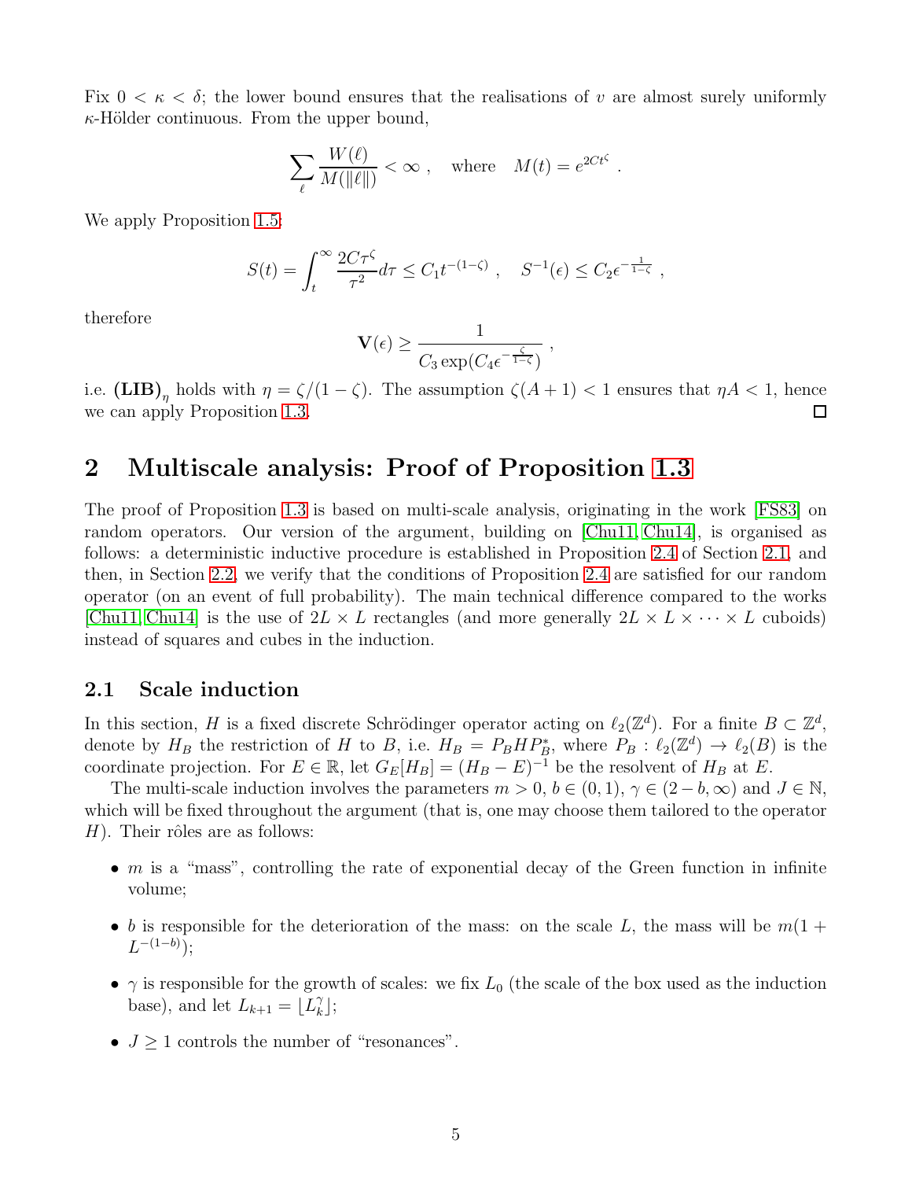Fix $0 < \kappa < \delta$; the lower bound ensures that the realisations of $v$ are almost surely uniformly $\kappa$-Hölder continuous. From the upper bound,

$$\sum_{\ell} \frac{W(\ell)}{M(\|\ell\|)} < \infty \ , \quad \text{where} \quad M(t) = e^{2Ct^{\zeta}} \ .$$

We apply Proposition 1.5:

$$S(t) = \int_t^\infty \frac{2C\tau^\zeta}{\tau^2} d\tau \leq C_1 t^{-(1-\zeta)} \ , \quad S^{-1}(\epsilon) \leq C_2 \epsilon^{-\frac{1}{1-\zeta}} \ ,$$

therefore

$$\mathbf{V}(\epsilon) \geq \frac{1}{C_3 \exp(C_4 \epsilon^{-\frac{\zeta}{1-\zeta}})} \ ,$$

i.e. $\textbf{(LIB)}_\eta$ holds with $\eta = \zeta/(1-\zeta)$. The assumption $\zeta(A+1) < 1$ ensures that $\eta A < 1$, hence we can apply Proposition 1.3. ☐

## 2 Multiscale analysis: Proof of Proposition 1.3

The proof of Proposition 1.3 is based on multi-scale analysis, originating in the work [FS83] on random operators. Our version of the argument, building on [Chu11, Chu14], is organised as follows: a deterministic inductive procedure is established in Proposition 2.4 of Section 2.1, and then, in Section 2.2, we verify that the conditions of Proposition 2.4 are satisfied for our random operator (on an event of full probability). The main technical difference compared to the works [Chu11, Chu14] is the use of $2L \times L$ rectangles (and more generally $2L \times L \times \cdots \times L$ cuboids) instead of squares and cubes in the induction.

### 2.1 Scale induction

In this section, $H$ is a fixed discrete Schrödinger operator acting on $\ell_2(\mathbb{Z}^d)$. For a finite $B \subset \mathbb{Z}^d$, denote by $H_B$ the restriction of $H$ to $B$, i.e. $H_B = P_B H P_B^*$, where $P_B : \ell_2(\mathbb{Z}^d) \to \ell_2(B)$ is the coordinate projection. For $E \in \mathbb{R}$, let $G_E[H_B] = (H_B - E)^{-1}$ be the resolvent of $H_B$ at $E$.

The multi-scale induction involves the parameters $m > 0$, $b \in (0,1)$, $\gamma \in (2-b, \infty)$ and $J \in \mathbb{N}$, which will be fixed throughout the argument (that is, one may choose them tailored to the operator $H$). Their rôles are as follows:

- $m$ is a "mass", controlling the rate of exponential decay of the Green function in infinite volume;
- $b$ is responsible for the deterioration of the mass: on the scale $L$, the mass will be $m(1 + L^{-(1-b)})$;
- $\gamma$ is responsible for the growth of scales: we fix $L_0$ (the scale of the box used as the induction base), and let $L_{k+1} = \lfloor L_k^\gamma \rfloor$;
- $J \geq 1$ controls the number of "resonances".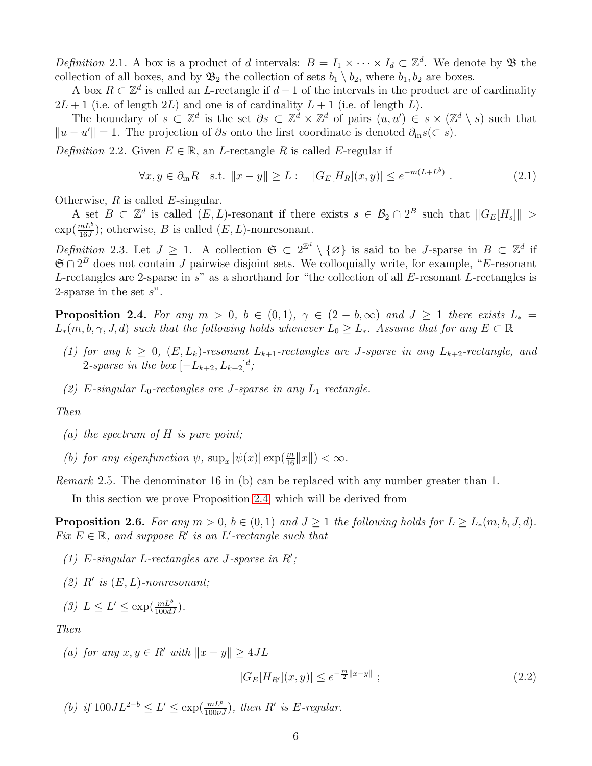*Definition* 2.1. A box is a product of $d$ intervals: $B = I_1 \times \cdots \times I_d \subset \mathbb{Z}^d$. We denote by $\mathfrak{B}$ the collection of all boxes, and by $\mathfrak{B}_2$ the collection of sets $b_1 \setminus b_2$, where $b_1, b_2$ are boxes.

A box $R \subset \mathbb{Z}^d$ is called an $L$-rectangle if $d-1$ of the intervals in the product are of cardinality $2L+1$ (i.e. of length $2L$) and one is of cardinality $L+1$ (i.e. of length $L$).

The boundary of $s \subset \mathbb{Z}^d$ is the set $\partial s \subset \mathbb{Z}^d \times \mathbb{Z}^d$ of pairs $(u, u') \in s \times (\mathbb{Z}^d \setminus s)$ such that $\|u - u'\| = 1$. The projection of $\partial s$ onto the first coordinate is denoted $\partial_{\rm in} s (\subset s)$.

*Definition* 2.2. Given $E \in \mathbb{R}$, an $L$-rectangle $R$ is called $E$-regular if

$$\forall x, y \in \partial_{\rm in} R \quad \text{s.t. } \|x - y\| \geq L : \quad |G_E[H_R](x, y)| \leq e^{-m(L+L^b)} . \tag{2.1}$$

Otherwise, $R$ is called $E$-singular.

A set $B \subset \mathbb{Z}^d$ is called $(E, L)$-resonant if there exists $s \in \mathcal{B}_2 \cap 2^B$ such that $\|G_E[H_s]\| > \exp(\frac{mL^b}{16J})$; otherwise, $B$ is called $(E, L)$-nonresonant.

*Definition* 2.3. Let $J \geq 1$. A collection $\mathfrak{S} \subset 2^{\mathbb{Z}^d} \setminus \{\varnothing\}$ is said to be $J$-sparse in $B \subset \mathbb{Z}^d$ if $\mathfrak{S} \cap 2^B$ does not contain $J$ pairwise disjoint sets. We colloquially write, for example, "$E$-resonant $L$-rectangles are 2-sparse in $s$" as a shorthand for "the collection of all $E$-resonant $L$-rectangles is 2-sparse in the set $s$".

**Proposition 2.4.** *For any $m > 0$, $b \in (0, 1)$, $\gamma \in (2 - b, \infty)$ and $J \geq 1$ there exists $L_* = L_*(m, b, \gamma, J, d)$ such that the following holds whenever $L_0 \geq L_*$. Assume that for any $E \subset \mathbb{R}$*

*(1) for any $k \geq 0$, $(E, L_k)$-resonant $L_{k+1}$-rectangles are $J$-sparse in any $L_{k+2}$-rectangle, and 2-sparse in the box $[-L_{k+2}, L_{k+2}]^d$;*

*(2) $E$-singular $L_0$-rectangles are $J$-sparse in any $L_1$ rectangle.*

*Then*

*(a) the spectrum of $H$ is pure point;*

*(b) for any eigenfunction $\psi$, $\sup_x |\psi(x)| \exp(\frac{m}{16}\|x\|) < \infty$.*

*Remark* 2.5. The denominator 16 in (b) can be replaced with any number greater than 1.

In this section we prove Proposition 2.4, which will be derived from

**Proposition 2.6.** *For any $m > 0$, $b \in (0, 1)$ and $J \geq 1$ the following holds for $L \geq L_*(m, b, J, d)$. Fix $E \in \mathbb{R}$, and suppose $R'$ is an $L'$-rectangle such that*

*(1) $E$-singular $L$-rectangles are $J$-sparse in $R'$;*

*(2) $R'$ is $(E, L)$-nonresonant;*

*(3) $L \leq L' \leq \exp(\frac{mL^b}{100dJ})$.*

*Then*

*(a) for any $x, y \in R'$ with $\|x - y\| \geq 4JL$*

$$|G_E[H_{R'}](x, y)| \leq e^{-\frac{m}{2}\|x-y\|} ; \tag{2.2}$$

*(b) if $100JL^{2-b} \leq L' \leq \exp(\frac{mL^b}{100\nu J})$, then $R'$ is $E$-regular.*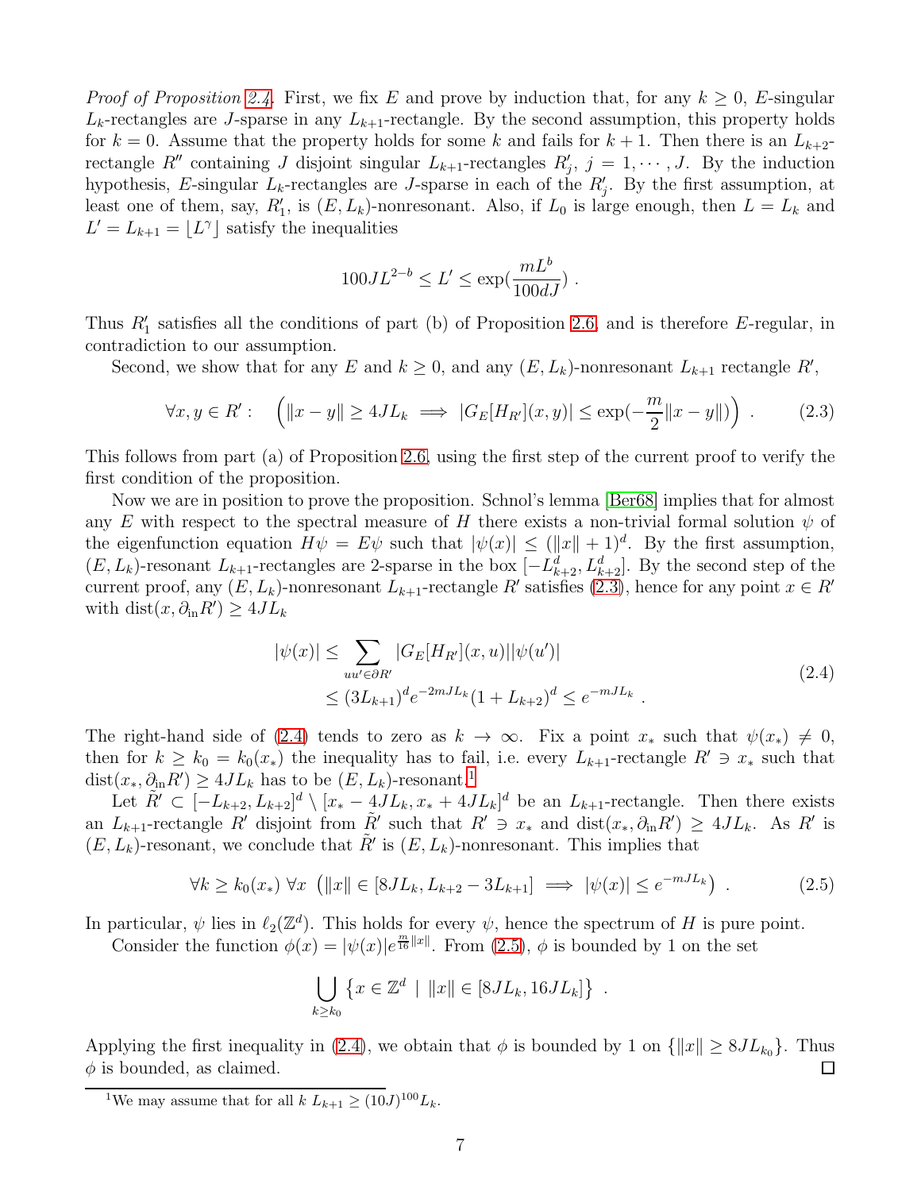*Proof of Proposition 2.4.* First, we fix $E$ and prove by induction that, for any $k \geq 0$, $E$-singular $L_k$-rectangles are $J$-sparse in any $L_{k+1}$-rectangle. By the second assumption, this property holds for $k = 0$. Assume that the property holds for some $k$ and fails for $k+1$. Then there is an $L_{k+2}$-rectangle $R''$ containing $J$ disjoint singular $L_{k+1}$-rectangles $R'_j$, $j = 1, \cdots, J$. By the induction hypothesis, $E$-singular $L_k$-rectangles are $J$-sparse in each of the $R'_j$. By the first assumption, at least one of them, say, $R'_1$, is $(E, L_k)$-nonresonant. Also, if $L_0$ is large enough, then $L = L_k$ and $L' = L_{k+1} = \lfloor L^\gamma \rfloor$ satisfy the inequalities

$$100JL^{2-b} \leq L' \leq \exp(\frac{mL^b}{100dJ}) \ .$$

Thus $R'_1$ satisfies all the conditions of part (b) of Proposition 2.6, and is therefore $E$-regular, in contradiction to our assumption.

Second, we show that for any $E$ and $k \geq 0$, and any $(E, L_k)$-nonresonant $L_{k+1}$ rectangle $R'$,

$$\forall x, y \in R' : \quad \Big( \|x - y\| \geq 4JL_k \implies |G_E[H_{R'}](x, y)| \leq \exp(-\frac{m}{2}\|x - y\|) \Big) \ . \tag{2.3}$$

This follows from part (a) of Proposition 2.6, using the first step of the current proof to verify the first condition of the proposition.

Now we are in position to prove the proposition. Schnol's lemma [Ber68] implies that for almost any $E$ with respect to the spectral measure of $H$ there exists a non-trivial formal solution $\psi$ of the eigenfunction equation $H\psi = E\psi$ such that $|\psi(x)| \leq (\|x\| + 1)^d$. By the first assumption, $(E, L_k)$-resonant $L_{k+1}$-rectangles are 2-sparse in the box $[-L_{k+2}^d, L_{k+2}^d]$. By the second step of the current proof, any $(E, L_k)$-nonresonant $L_{k+1}$-rectangle $R'$ satisfies (2.3), hence for any point $x \in R'$ with $\mathrm{dist}(x, \partial_{\mathrm{in}} R') \geq 4JL_k$

$$\begin{aligned} |\psi(x)| &\leq \sum_{uu' \in \partial R'} |G_E[H_{R'}](x, u)||\psi(u')| \\ &\leq (3L_{k+1})^d e^{-2mJL_k} (1 + L_{k+2})^d \leq e^{-mJL_k} \ . \end{aligned} \tag{2.4}$$

The right-hand side of (2.4) tends to zero as $k \to \infty$. Fix a point $x_*$ such that $\psi(x_*) \neq 0$, then for $k \geq k_0 = k_0(x_*)$ the inequality has to fail, i.e. every $L_{k+1}$-rectangle $R' \ni x_*$ such that $\mathrm{dist}(x_*, \partial_{\mathrm{in}} R') \geq 4JL_k$ has to be $(E, L_k)$-resonant.[1]

Let $\tilde{R}' \subset [-L_{k+2}, L_{k+2}]^d \setminus [x_* - 4JL_k, x_* + 4JL_k]^d$ be an $L_{k+1}$-rectangle. Then there exists an $L_{k+1}$-rectangle $R'$ disjoint from $\tilde{R}'$ such that $R' \ni x_*$ and $\mathrm{dist}(x_*, \partial_{\mathrm{in}} R') \geq 4JL_k$. As $R'$ is $(E, L_k)$-resonant, we conclude that $\tilde{R}'$ is $(E, L_k)$-nonresonant. This implies that

$$\forall k \geq k_0(x_*) \ \forall x \ \left( \|x\| \in [8JL_k, L_{k+2} - 3L_{k+1}] \implies |\psi(x)| \leq e^{-mJL_k} \right) \ . \tag{2.5}$$

In particular, $\psi$ lies in $\ell_2(\mathbb{Z}^d)$. This holds for every $\psi$, hence the spectrum of $H$ is pure point.

Consider the function $\phi(x) = |\psi(x)| e^{\frac{m}{16}\|x\|}$. From (2.5), $\phi$ is bounded by 1 on the set

$$\bigcup_{k \geq k_0} \left\{ x \in \mathbb{Z}^d \ | \ \|x\| \in [8JL_k, 16JL_k] \right\} \ .$$

Applying the first inequality in (2.4), we obtain that $\phi$ is bounded by 1 on $\{\|x\| \geq 8JL_{k_0}\}$. Thus $\phi$ is bounded, as claimed. ☐

---

[1] We may assume that for all $k$ $L_{k+1} \geq (10J)^{100} L_k$.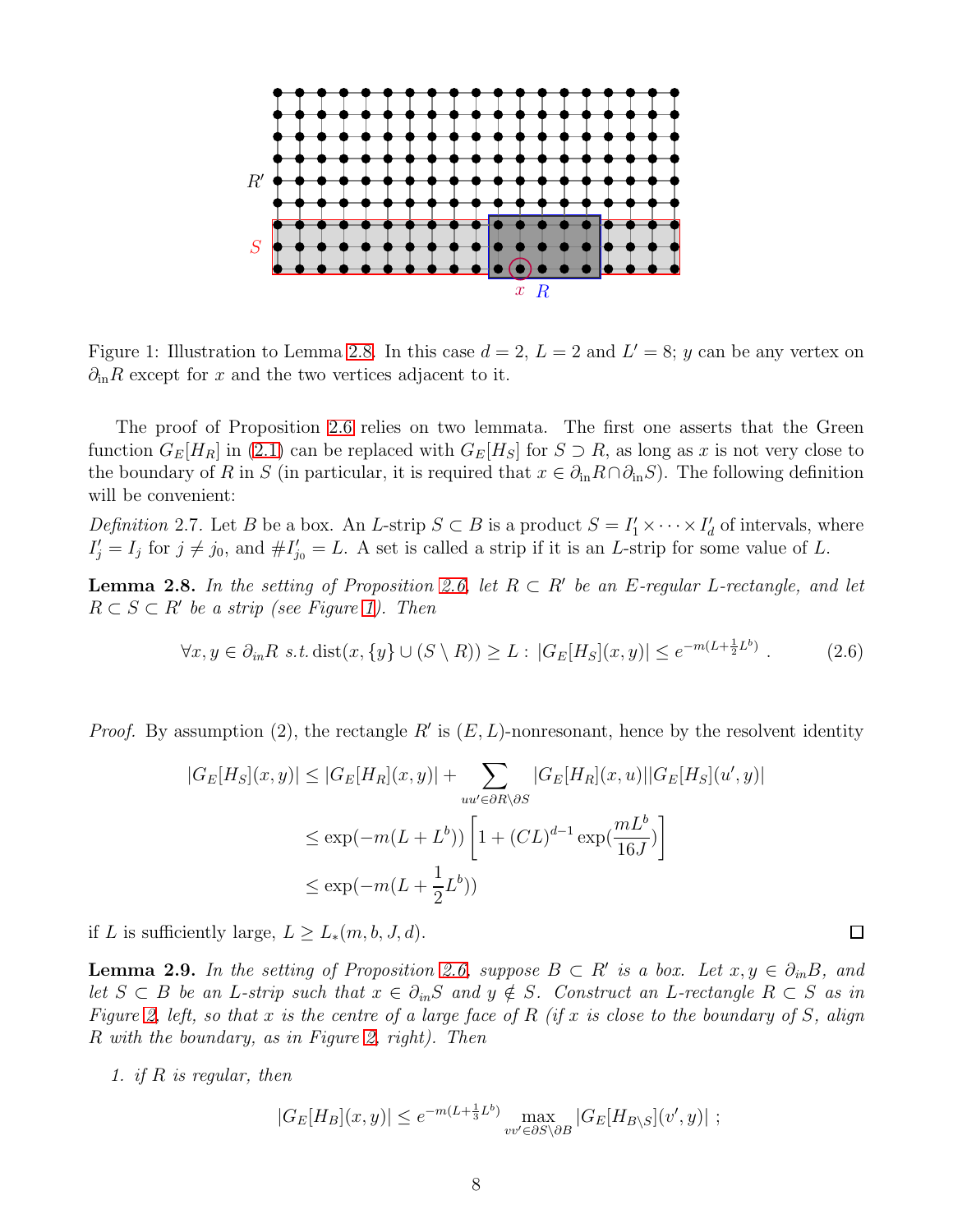Figure 1: Illustration to Lemma 2.8. In this case $d = 2$, $L = 2$ and $L' = 8$; $y$ can be any vertex on $\partial_{\rm in} R$ except for $x$ and the two vertices adjacent to it.

The proof of Proposition 2.6 relies on two lemmata. The first one asserts that the Green function $G_E[H_R]$ in (2.1) can be replaced with $G_E[H_S]$ for $S \supset R$, as long as $x$ is not very close to the boundary of $R$ in $S$ (in particular, it is required that $x \in \partial_{\rm in} R \cap \partial_{\rm in} S$). The following definition will be convenient:

*Definition* 2.7. Let $B$ be a box. An $L$-strip $S \subset B$ is a product $S = I'_1 \times \cdots \times I'_d$ of intervals, where $I'_j = I_j$ for $j \neq j_0$, and $\# I'_{j_0} = L$. A set is called a strip if it is an $L$-strip for some value of $L$.

**Lemma 2.8.** *In the setting of Proposition 2.6, let $R \subset R'$ be an $E$-regular $L$-rectangle, and let $R \subset S \subset R'$ be a strip (see Figure 1). Then*

$$\forall x, y \in \partial_{in} R \text{ s.t.} \operatorname{dist}(x, \{y\} \cup (S \setminus R)) \geq L : \, |G_E[H_S](x,y)| \leq e^{-m(L + \frac{1}{2} L^b)} \, . \tag{2.6}$$

*Proof.* By assumption (2), the rectangle $R'$ is $(E, L)$-nonresonant, hence by the resolvent identity

$$\begin{aligned}
|G_E[H_S](x,y)| &\leq |G_E[H_R](x,y)| + \sum_{uu' \in \partial R \setminus \partial S} |G_E[H_R](x,u)| |G_E[H_S](u',y)| \\
&\leq \exp(-m(L + L^b)) \left[ 1 + (CL)^{d-1} \exp(\frac{mL^b}{16J}) \right] \\
&\leq \exp(-m(L + \frac{1}{2} L^b))
\end{aligned}$$

if $L$ is sufficiently large, $L \geq L_*(m, b, J, d)$. ◻

**Lemma 2.9.** *In the setting of Proposition 2.6, suppose $B \subset R'$ is a box. Let $x, y \in \partial_{in} B$, and let $S \subset B$ be an $L$-strip such that $x \in \partial_{in} S$ and $y \notin S$. Construct an $L$-rectangle $R \subset S$ as in Figure 2, left, so that $x$ is the centre of a large face of $R$ (if $x$ is close to the boundary of $S$, align $R$ with the boundary, as in Figure 2, right). Then*

1. *if $R$ is regular, then*

$$|G_E[H_B](x,y)| \leq e^{-m(L + \frac{1}{3} L^b)} \max_{vv' \in \partial S \setminus \partial B} |G_E[H_{B \setminus S}](v', y)| \, ;$$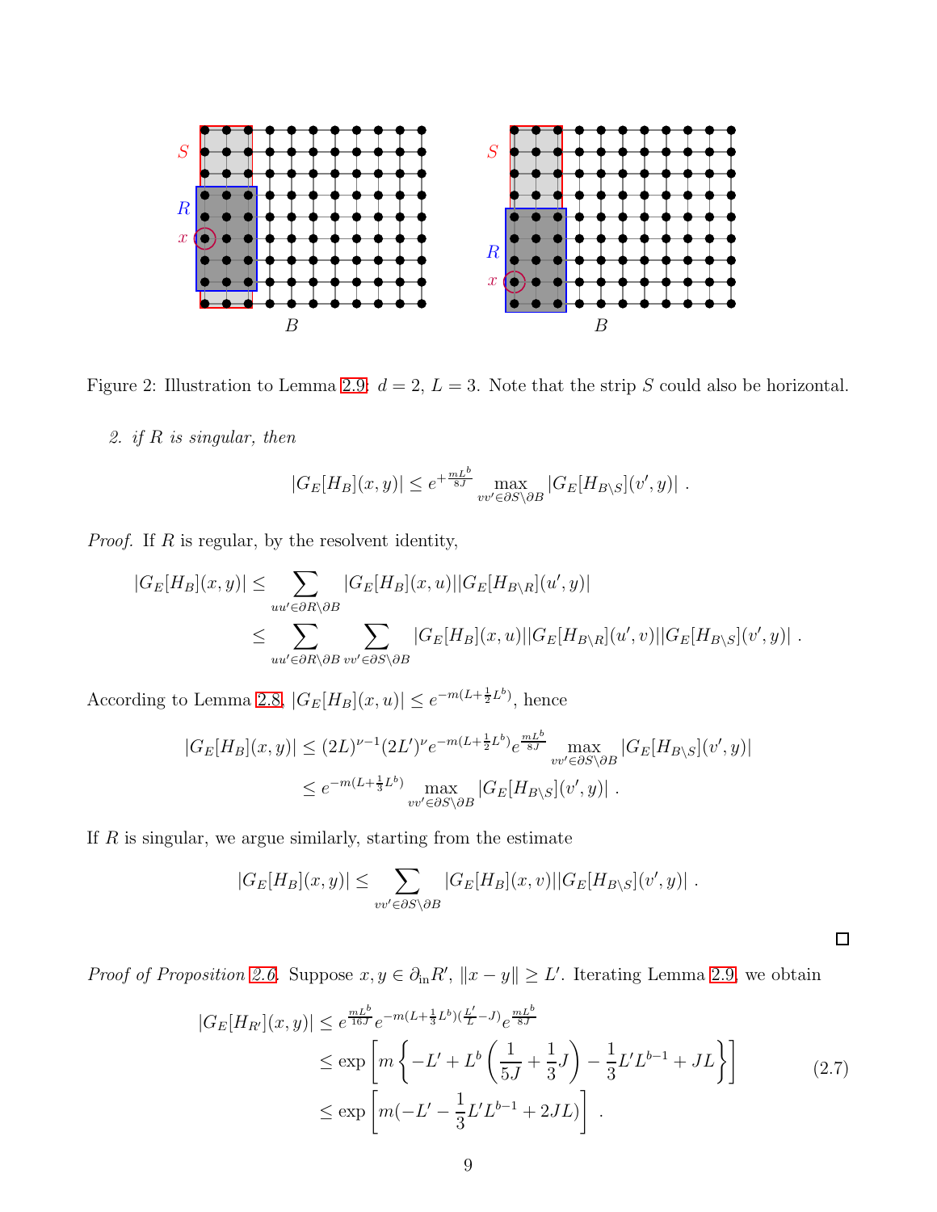Figure 2: Illustration to Lemma 2.9: $d = 2$, $L = 3$. Note that the strip $S$ could also be horizontal.

2. *if $R$ is singular, then*

$$|G_E[H_B](x,y)| \leq e^{+\frac{mL^b}{8J}} \max_{vv' \in \partial S \setminus \partial B} |G_E[H_{B \setminus S}](v', y)| \ .$$

*Proof.* If $R$ is regular, by the resolvent identity,

$$\begin{aligned}
|G_E[H_B](x,y)| &\leq \sum_{uu' \in \partial R \setminus \partial B} |G_E[H_B](x,u)||G_E[H_{B\setminus R}](u',y)| \\
&\leq \sum_{uu' \in \partial R \setminus \partial B} \sum_{vv' \in \partial S \setminus \partial B} |G_E[H_B](x,u)||G_E[H_{B\setminus R}](u',v)||G_E[H_{B\setminus S}](v',y)| \ .
\end{aligned}$$

According to Lemma 2.8, $|G_E[H_B](x,u)| \leq e^{-m(L+\frac{1}{2}L^b)}$, hence

$$\begin{aligned}
|G_E[H_B](x,y)| &\leq (2L)^{\nu-1}(2L')^{\nu} e^{-m(L+\frac{1}{2}L^b)} e^{\frac{mL^b}{8J}} \max_{vv' \in \partial S \setminus \partial B} |G_E[H_{B\setminus S}](v',y)| \\
&\leq e^{-m(L+\frac{1}{3}L^b)} \max_{vv' \in \partial S \setminus \partial B} |G_E[H_{B\setminus S}](v',y)| \ .
\end{aligned}$$

If $R$ is singular, we argue similarly, starting from the estimate

$$|G_E[H_B](x,y)| \leq \sum_{vv' \in \partial S \setminus \partial B} |G_E[H_B](x,v)||G_E[H_{B\setminus S}](v',y)| \ .$$

□

*Proof of Proposition 2.6.* Suppose $x, y \in \partial_{\rm in} R'$, $\|x - y\| \geq L'$. Iterating Lemma 2.9, we obtain

$$\begin{aligned}
|G_E[H_{R'}](x,y)| &\leq e^{\frac{mL^b}{16J}} e^{-m(L+\frac{1}{3}L^b)(\frac{L'}{L}-J)} e^{\frac{mL^b}{8J}} \\
&\leq \exp\left[m\left\{-L' + L^b\left(\frac{1}{5J} + \frac{1}{3}J\right) - \frac{1}{3}L'L^{b-1} + JL\right\}\right] \\
&\leq \exp\left[m(-L' - \frac{1}{3}L'L^{b-1} + 2JL)\right] \ .
\end{aligned} \tag{2.7}$$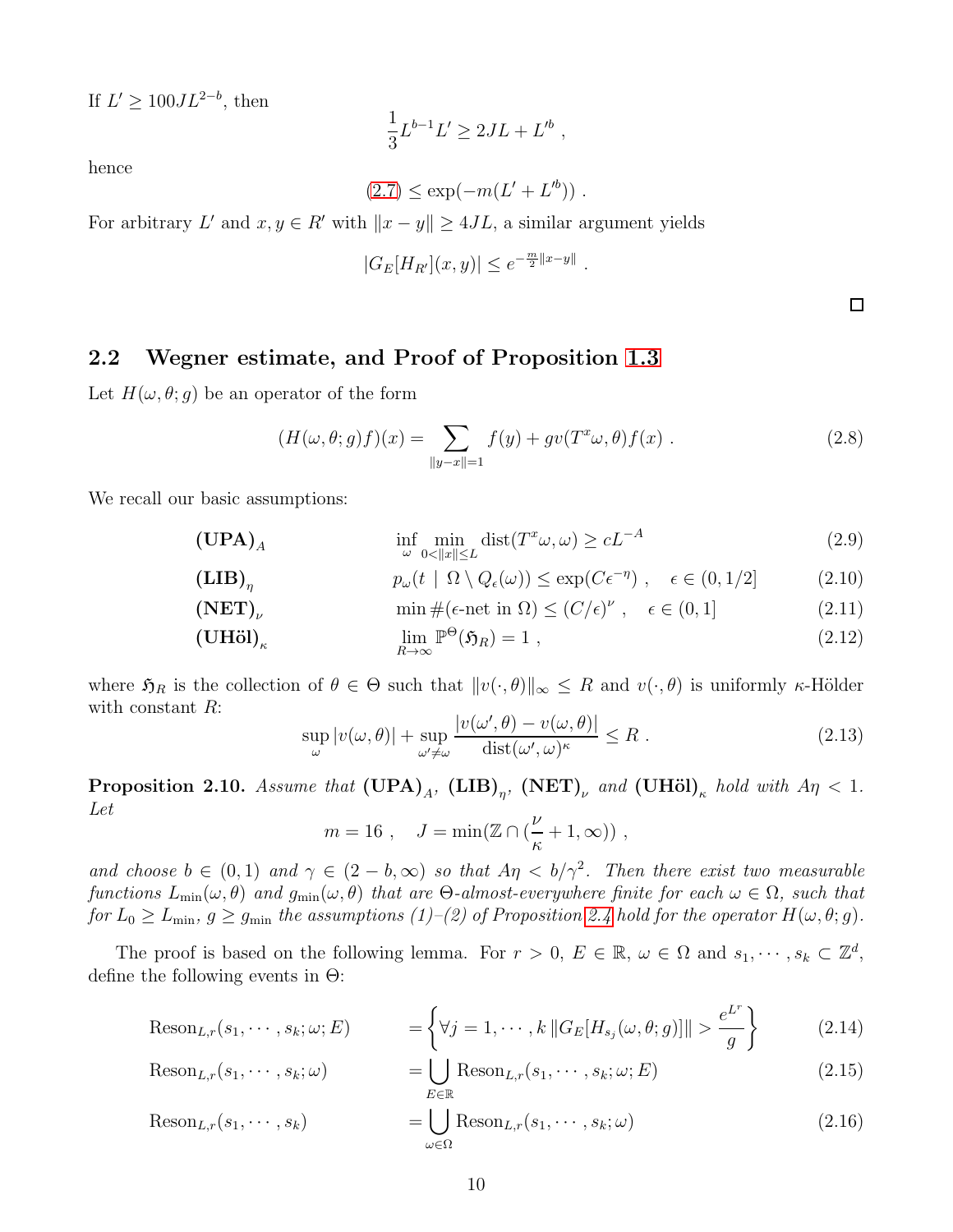If $L' \geq 100JL^{2-b}$, then

$$\frac{1}{3}L^{b-1}L' \geq 2JL + L'^b \ ,$$

hence

$$(2.7) \leq \exp(-m(L' + L'^b)) \ .$$

For arbitrary $L'$ and $x, y \in R'$ with $\|x - y\| \geq 4JL$, a similar argument yields

$$|G_E[H_{R'}](x,y)| \leq e^{-\frac{m}{2}\|x-y\|} \ .$$

□

## 2.2 Wegner estimate, and Proof of Proposition 1.3

Let $H(\omega, \theta; g)$ be an operator of the form

$$(H(\omega,\theta;g)f)(x) = \sum_{\|y-x\|=1} f(y) + gv(T^x\omega, \theta)f(x) \ . \tag{2.8}$$

We recall our basic assumptions:

$$\textbf{(UPA)}_A \qquad \inf_\omega \min_{0<\|x\|\leq L} \operatorname{dist}(T^x\omega, \omega) \geq cL^{-A} \tag{2.9}$$

$$\textbf{(LIB)}_\eta \qquad p_\omega(t \mid \Omega \setminus Q_\epsilon(\omega)) \leq \exp(C\epsilon^{-\eta}) \ , \quad \epsilon \in (0, 1/2] \tag{2.10}$$

$$\textbf{(NET)}_\nu \qquad \min \#(\epsilon\text{-net in } \Omega) \leq (C/\epsilon)^\nu \ , \quad \epsilon \in (0, 1] \tag{2.11}$$

$$\textbf{(UHöl)}_\kappa \qquad \lim_{R\to\infty} \mathbb{P}^\Theta(\mathfrak{H}_R) = 1 \ , \tag{2.12}$$

where $\mathfrak{H}_R$ is the collection of $\theta \in \Theta$ such that $\|v(\cdot, \theta)\|_\infty \leq R$ and $v(\cdot, \theta)$ is uniformly $\kappa$-Hölder with constant $R$:

$$\sup_\omega |v(\omega, \theta)| + \sup_{\omega' \neq \omega} \frac{|v(\omega', \theta) - v(\omega, \theta)|}{\operatorname{dist}(\omega', \omega)^\kappa} \leq R \ . \tag{2.13}$$

**Proposition 2.10.** *Assume that* $\textbf{(UPA)}_A$*,* $\textbf{(LIB)}_\eta$*,* $\textbf{(NET)}_\nu$ *and* $\textbf{(UHöl)}_\kappa$ *hold with* $A\eta < 1$*. Let*

$$m = 16 \ , \quad J = \min(\mathbb{Z} \cap (\frac{\nu}{\kappa} + 1, \infty)) \ ,$$

*and choose* $b \in (0,1)$ *and* $\gamma \in (2 - b, \infty)$ *so that* $A\eta < b/\gamma^2$*. Then there exist two measurable functions* $L_{\min}(\omega, \theta)$ *and* $g_{\min}(\omega, \theta)$ *that are* $\Theta$*-almost-everywhere finite for each* $\omega \in \Omega$*, such that for* $L_0 \geq L_{\min}$*,* $g \geq g_{\min}$ *the assumptions (1)–(2) of Proposition 2.4 hold for the operator* $H(\omega, \theta; g)$*.*

The proof is based on the following lemma. For $r > 0$, $E \in \mathbb{R}$, $\omega \in \Omega$ and $s_1, \cdots, s_k \subset \mathbb{Z}^d$, define the following events in $\Theta$:

$$\operatorname{Reson}_{L,r}(s_1, \cdots, s_k; \omega; E) \qquad = \left\{ \forall j = 1, \cdots, k \ \|G_E[H_{s_j}(\omega, \theta; g)]\| > \frac{e^{L^r}}{g} \right\} \tag{2.14}$$

$$\operatorname{Reson}_{L,r}(s_1, \cdots, s_k; \omega) \qquad = \bigcup_{E \in \mathbb{R}} \operatorname{Reson}_{L,r}(s_1, \cdots, s_k; \omega; E) \tag{2.15}$$

$$\operatorname{Reson}_{L,r}(s_1, \cdots, s_k) \qquad = \bigcup_{\omega \in \Omega} \operatorname{Reson}_{L,r}(s_1, \cdots, s_k; \omega) \tag{2.16}$$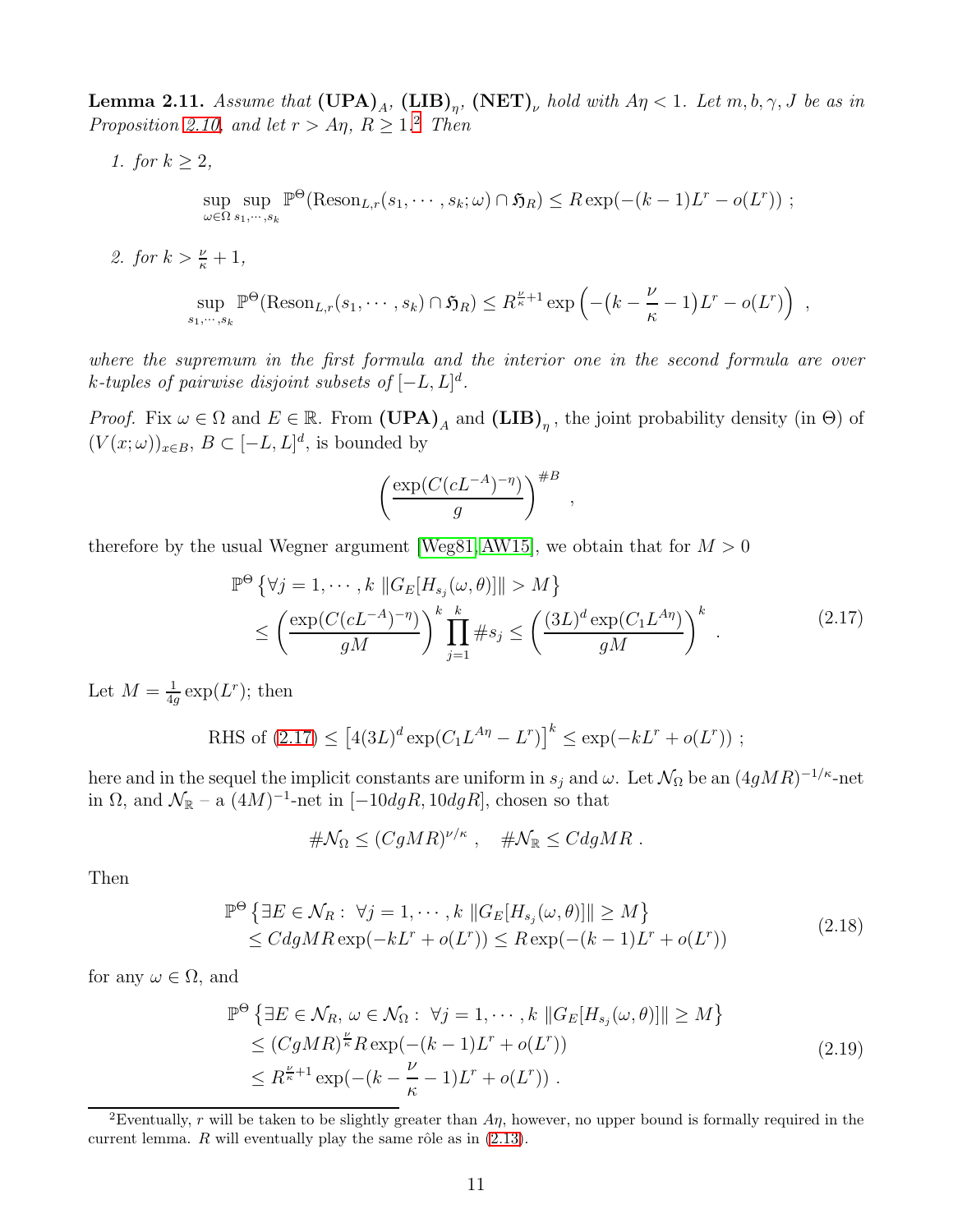**Lemma 2.11.** *Assume that* $\mathbf{(UPA)}_A$*,* $\mathbf{(LIB)}_\eta$*,* $\mathbf{(NET)}_\nu$ *hold with* $A\eta < 1$*. Let* $m, b, \gamma, J$ *be as in Proposition 2.10, and let* $r > A\eta$*,* $R \geq 1$*.*[2] *Then*

1. *for* $k \geq 2$*,*

$$\sup_{\omega \in \Omega} \sup_{s_1, \cdots, s_k} \mathbb{P}^\Theta(\mathrm{Reson}_{L,r}(s_1, \cdots, s_k; \omega) \cap \mathfrak{H}_R) \leq R \exp(-(k-1)L^r - o(L^r)) \;;$$

2. *for* $k > \frac{\nu}{\kappa} + 1$*,*

$$\sup_{s_1, \cdots, s_k} \mathbb{P}^\Theta(\mathrm{Reson}_{L,r}(s_1, \cdots, s_k) \cap \mathfrak{H}_R) \leq R^{\frac{\nu}{\kappa}+1} \exp\left(-\big(k - \frac{\nu}{\kappa} - 1\big)L^r - o(L^r)\right) \;,$$

*where the supremum in the first formula and the interior one in the second formula are over* $k$*-tuples of pairwise disjoint subsets of* $[-L, L]^d$*.*

*Proof.* Fix $\omega \in \Omega$ and $E \in \mathbb{R}$. From $\mathbf{(UPA)}_A$ and $\mathbf{(LIB)}_\eta$, the joint probability density (in $\Theta$) of $(V(x;\omega))_{x \in B}$, $B \subset [-L, L]^d$, is bounded by

$$\left(\frac{\exp(C(cL^{-A})^{-\eta})}{g}\right)^{\#B} \;,$$

therefore by the usual Wegner argument [Weg81, AW15], we obtain that for $M > 0$

$$\begin{aligned}
&\mathbb{P}^\Theta\left\{\forall j = 1, \cdots, k \ \|G_E[H_{s_j}(\omega, \theta)]\| > M\right\} \\
&\quad\leq \left(\frac{\exp(C(cL^{-A})^{-\eta})}{gM}\right)^k \prod_{j=1}^k \#s_j \leq \left(\frac{(3L)^d \exp(C_1 L^{A\eta})}{gM}\right)^k \;.
\end{aligned} \tag{2.17}$$

Let $M = \frac{1}{4g}\exp(L^r)$; then

$$\text{RHS of (2.17)} \leq \left[4(3L)^d \exp(C_1 L^{A\eta} - L^r)\right]^k \leq \exp(-kL^r + o(L^r)) \;;$$

here and in the sequel the implicit constants are uniform in $s_j$ and $\omega$. Let $\mathcal{N}_\Omega$ be an $(4gMR)^{-1/\kappa}$-net in $\Omega$, and $\mathcal{N}_\mathbb{R}$ – a $(4M)^{-1}$-net in $[-10dgR, 10dgR]$, chosen so that

$$\#\mathcal{N}_\Omega \leq (CgMR)^{\nu/\kappa} \;, \quad \#\mathcal{N}_\mathbb{R} \leq CdgMR \;.$$

Then

$$\begin{aligned}
&\mathbb{P}^\Theta\left\{\exists E \in \mathcal{N}_R : \ \forall j = 1, \cdots, k \ \|G_E[H_{s_j}(\omega, \theta)]\| \geq M\right\} \\
&\quad\leq CdgMR\exp(-kL^r + o(L^r)) \leq R\exp(-(k-1)L^r + o(L^r))
\end{aligned} \tag{2.18}$$

for any $\omega \in \Omega$, and

$$\begin{aligned}
&\mathbb{P}^\Theta\left\{\exists E \in \mathcal{N}_R, \, \omega \in \mathcal{N}_\Omega : \ \forall j = 1, \cdots, k \ \|G_E[H_{s_j}(\omega, \theta)]\| \geq M\right\} \\
&\quad\leq (CgMR)^{\frac{\nu}{\kappa}} R\exp(-(k-1)L^r + o(L^r)) \\
&\quad\leq R^{\frac{\nu}{\kappa}+1}\exp(-(k - \frac{\nu}{\kappa} - 1)L^r + o(L^r)) \;.
\end{aligned} \tag{2.19}$$

---

[2] Eventually, $r$ will be taken to be slightly greater than $A\eta$, however, no upper bound is formally required in the current lemma. $R$ will eventually play the same rôle as in (2.13).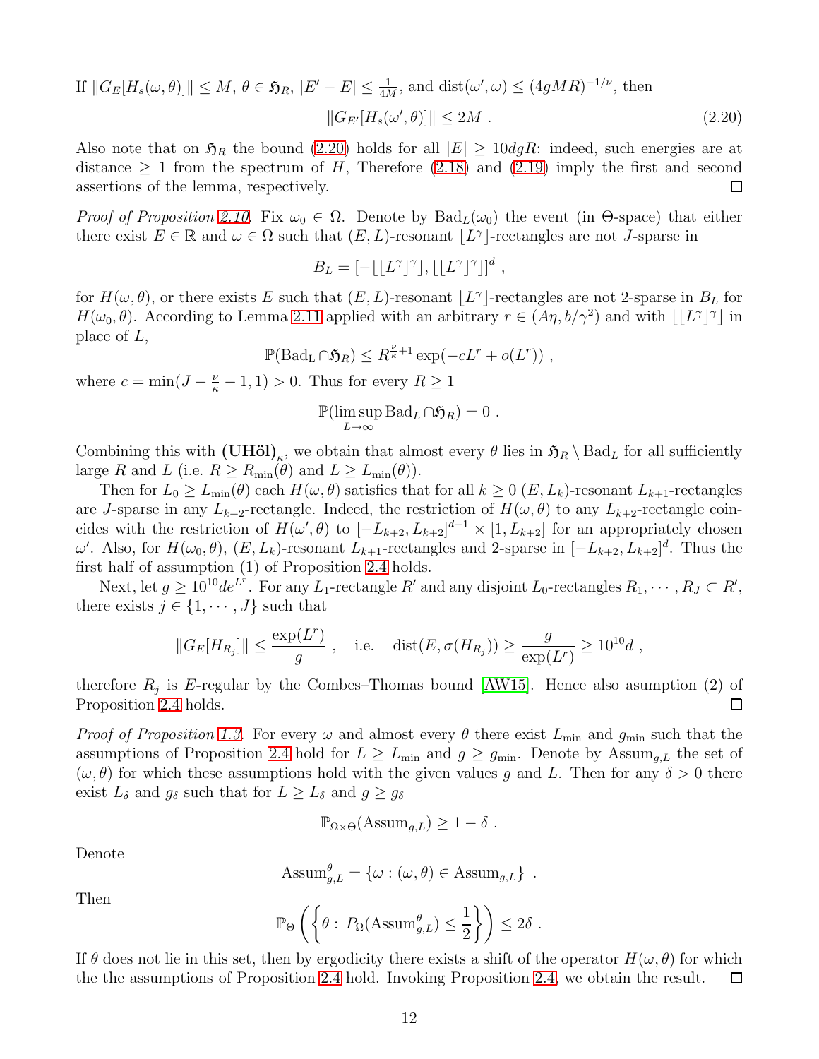If $\|G_E[H_s(\omega, \theta)]\| \leq M$, $\theta \in \mathfrak{H}_R$, $|E' - E| \leq \frac{1}{4M}$, and $\mathrm{dist}(\omega', \omega) \leq (4gMR)^{-1/\nu}$, then

$$\|G_{E'}[H_s(\omega', \theta)]\| \leq 2M \ . \tag{2.20}$$

Also note that on $\mathfrak{H}_R$ the bound (2.20) holds for all $|E| \geq 10dgR$: indeed, such energies are at distance $\geq 1$ from the spectrum of $H$, Therefore (2.18) and (2.19) imply the first and second assertions of the lemma, respectively. ☐

*Proof of Proposition 2.10.* Fix $\omega_0 \in \Omega$. Denote by $\mathrm{Bad}_L(\omega_0)$ the event (in $\Theta$-space) that either there exist $E \in \mathbb{R}$ and $\omega \in \Omega$ such that $(E, L)$-resonant $\lfloor L^\gamma \rfloor$-rectangles are not $J$-sparse in

$$B_L = [-\lfloor \lfloor L^\gamma \rfloor^\gamma \rfloor, \lfloor \lfloor L^\gamma \rfloor^\gamma \rfloor]^d \ ,$$

for $H(\omega, \theta)$, or there exists $E$ such that $(E, L)$-resonant $\lfloor L^\gamma \rfloor$-rectangles are not 2-sparse in $B_L$ for $H(\omega_0, \theta)$. According to Lemma 2.11 applied with an arbitrary $r \in (A\eta, b/\gamma^2)$ and with $\lfloor \lfloor L^\gamma \rfloor^\gamma \rfloor$ in place of $L$,

$$\mathbb{P}(\mathrm{Bad_L} \cap \mathfrak{H}_R) \leq R^{\frac{\nu}{\kappa}+1} \exp(-cL^r + o(L^r)) \ ,$$

where $c = \min(J - \frac{\nu}{\kappa} - 1, 1) > 0$. Thus for every $R \geq 1$

$$\mathbb{P}(\limsup_{L \to \infty} \mathrm{Bad}_L \cap \mathfrak{H}_R) = 0 \ .$$

Combining this with $\mathbf{(UH\ddot{o}l)}_\kappa$, we obtain that almost every $\theta$ lies in $\mathfrak{H}_R \setminus \mathrm{Bad}_L$ for all sufficiently large $R$ and $L$ (i.e. $R \geq R_{\min}(\theta)$ and $L \geq L_{\min}(\theta)$).

Then for $L_0 \geq L_{\min}(\theta)$ each $H(\omega, \theta)$ satisfies that for all $k \geq 0$ $(E, L_k)$-resonant $L_{k+1}$-rectangles are $J$-sparse in any $L_{k+2}$-rectangle. Indeed, the restriction of $H(\omega, \theta)$ to any $L_{k+2}$-rectangle coincides with the restriction of $H(\omega', \theta)$ to $[-L_{k+2}, L_{k+2}]^{d-1} \times [1, L_{k+2}]$ for an appropriately chosen $\omega'$. Also, for $H(\omega_0, \theta)$, $(E, L_k)$-resonant $L_{k+1}$-rectangles and 2-sparse in $[-L_{k+2}, L_{k+2}]^d$. Thus the first half of assumption (1) of Proposition 2.4 holds.

Next, let $g \geq 10^{10} d e^{L^r}$. For any $L_1$-rectangle $R'$ and any disjoint $L_0$-rectangles $R_1, \cdots, R_J \subset R'$, there exists $j \in \{1, \cdots, J\}$ such that

$$\|G_E[H_{R_j}]\| \leq \frac{\exp(L^r)}{g} \ , \quad \text{i.e.} \quad \mathrm{dist}(E, \sigma(H_{R_j})) \geq \frac{g}{\exp(L^r)} \geq 10^{10} d \ ,$$

therefore $R_j$ is $E$-regular by the Combes–Thomas bound [AW15]. Hence also asumption (2) of Proposition 2.4 holds. ☐

*Proof of Proposition 1.3.* For every $\omega$ and almost every $\theta$ there exist $L_{\min}$ and $g_{\min}$ such that the assumptions of Proposition 2.4 hold for $L \geq L_{\min}$ and $g \geq g_{\min}$. Denote by $\mathrm{Assum}_{g,L}$ the set of $(\omega, \theta)$ for which these assumptions hold with the given values $g$ and $L$. Then for any $\delta > 0$ there exist $L_\delta$ and $g_\delta$ such that for $L \geq L_\delta$ and $g \geq g_\delta$

$$\mathbb{P}_{\Omega \times \Theta}(\mathrm{Assum}_{g,L}) \geq 1 - \delta \ .$$

Denote

$$\mathrm{Assum}^\theta_{g,L} = \{\omega : (\omega, \theta) \in \mathrm{Assum}_{g,L}\} \ .$$

Then

$$\mathbb{P}_\Theta \left( \left\{ \theta : \, P_\Omega(\mathrm{Assum}^\theta_{g,L}) \leq \frac{1}{2} \right\} \right) \leq 2\delta \ .$$

If $\theta$ does not lie in this set, then by ergodicity there exists a shift of the operator $H(\omega, \theta)$ for which the the assumptions of Proposition 2.4 hold. Invoking Proposition 2.4, we obtain the result. ☐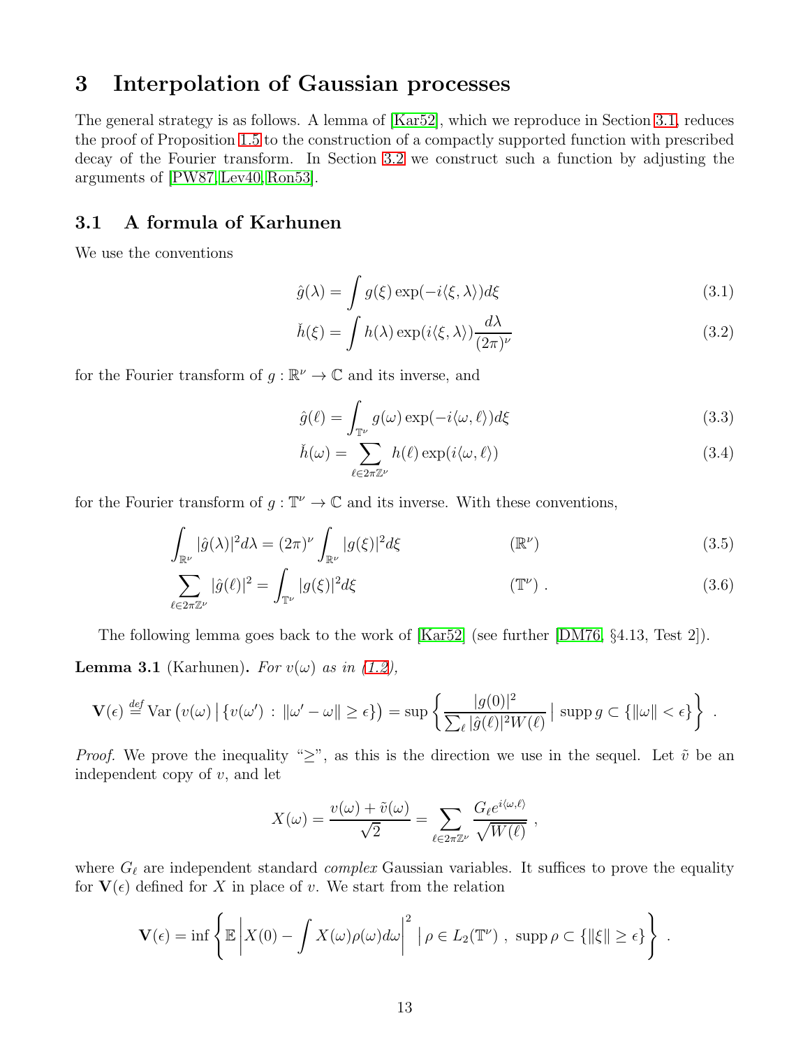# 3 Interpolation of Gaussian processes

The general strategy is as follows. A lemma of [Kar52], which we reproduce in Section 3.1, reduces the proof of Proposition 1.5 to the construction of a compactly supported function with prescribed decay of the Fourier transform. In Section 3.2 we construct such a function by adjusting the arguments of [PW87, Lev40, Ron53].

## 3.1 A formula of Karhunen

We use the conventions

$$\hat{g}(\lambda) = \int g(\xi) \exp(-i\langle \xi, \lambda \rangle) d\xi \tag{3.1}$$

$$\check{h}(\xi) = \int h(\lambda) \exp(i\langle \xi, \lambda \rangle) \frac{d\lambda}{(2\pi)^\nu} \tag{3.2}$$

for the Fourier transform of $g : \mathbb{R}^\nu \to \mathbb{C}$ and its inverse, and

$$\hat{g}(\ell) = \int_{\mathbb{T}^\nu} g(\omega) \exp(-i\langle \omega, \ell \rangle) d\xi \tag{3.3}$$

$$\check{h}(\omega) = \sum_{\ell \in 2\pi\mathbb{Z}^\nu} h(\ell) \exp(i\langle \omega, \ell \rangle) \tag{3.4}$$

for the Fourier transform of $g : \mathbb{T}^\nu \to \mathbb{C}$ and its inverse. With these conventions,

$$\int_{\mathbb{R}^\nu} |\hat{g}(\lambda)|^2 d\lambda = (2\pi)^\nu \int_{\mathbb{R}^\nu} |g(\xi)|^2 d\xi \qquad (\mathbb{R}^\nu) \tag{3.5}$$

$$\sum_{\ell \in 2\pi\mathbb{Z}^\nu} |\hat{g}(\ell)|^2 = \int_{\mathbb{T}^\nu} |g(\xi)|^2 d\xi \qquad (\mathbb{T}^\nu) \; . \tag{3.6}$$

The following lemma goes back to the work of [Kar52] (see further [DM76, §4.13, Test 2]).

**Lemma 3.1** (Karhunen)**.** *For $v(\omega)$ as in (1.2),*

$$\mathbf{V}(\epsilon) \overset{def}{=} \operatorname{Var}\left(v(\omega) \,\middle|\, \{v(\omega') \,:\, \|\omega' - \omega\| \geq \epsilon\}\right) = \sup\left\{ \frac{|g(0)|^2}{\sum_\ell |\hat{g}(\ell)|^2 W(\ell)} \,\middle|\, \operatorname{supp} g \subset \{\|\omega\| < \epsilon\} \right\} \; .$$

*Proof.* We prove the inequality "$\geq$", as this is the direction we use in the sequel. Let $\tilde{v}$ be an independent copy of $v$, and let

$$X(\omega) = \frac{v(\omega) + \tilde{v}(\omega)}{\sqrt{2}} = \sum_{\ell \in 2\pi\mathbb{Z}^\nu} \frac{G_\ell e^{i\langle \omega, \ell \rangle}}{\sqrt{W(\ell)}} \; ,$$

where $G_\ell$ are independent standard *complex* Gaussian variables. It suffices to prove the equality for $\mathbf{V}(\epsilon)$ defined for $X$ in place of $v$. We start from the relation

$$\mathbf{V}(\epsilon) = \inf\left\{ \mathbb{E}\left| X(0) - \int X(\omega)\rho(\omega) d\omega \right|^2 \,\middle|\, \rho \in L_2(\mathbb{T}^\nu) \; , \; \operatorname{supp} \rho \subset \{\|\xi\| \geq \epsilon\} \right\} \; .$$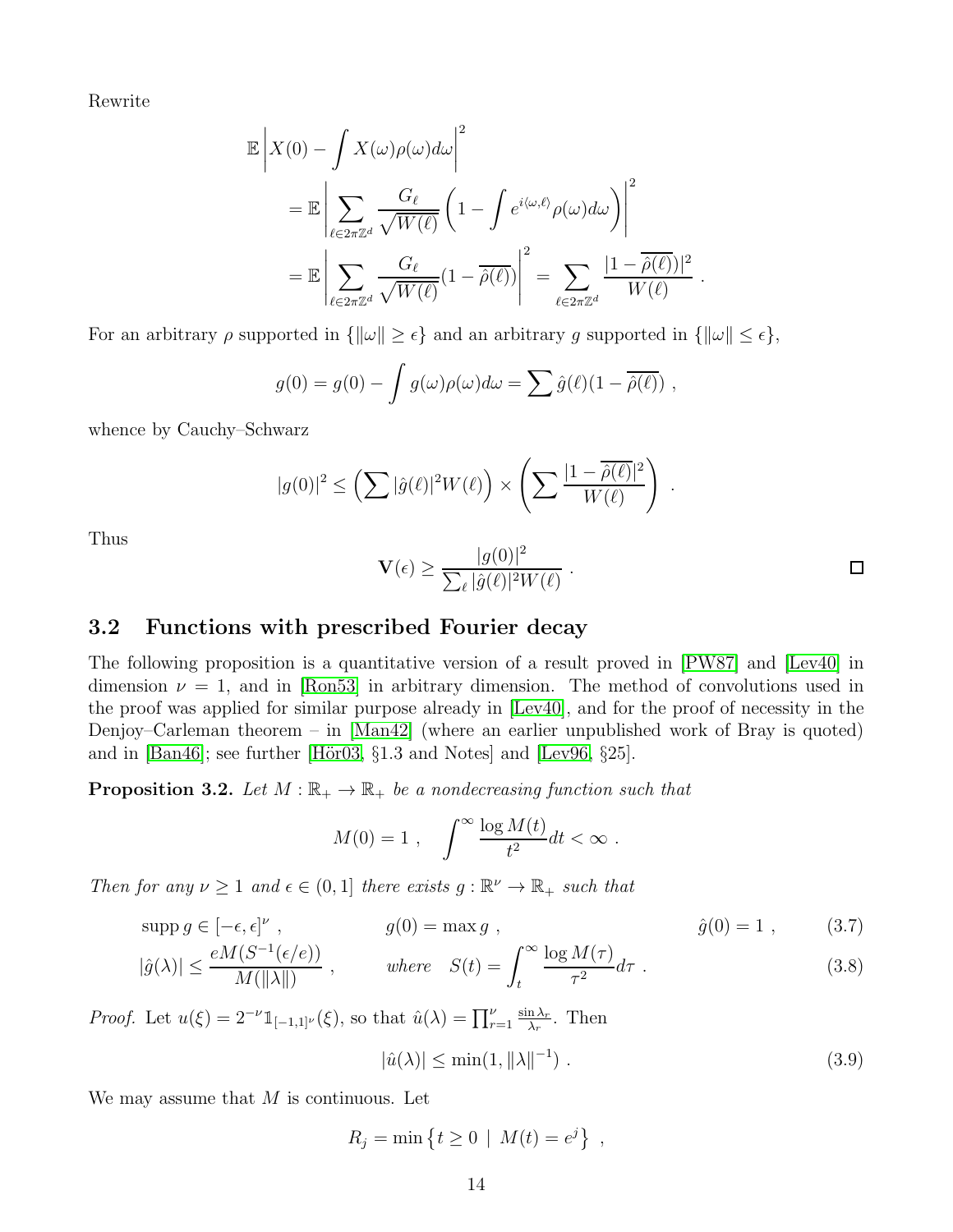Rewrite

$$
\begin{aligned}
\mathbb{E} &\left| X(0) - \int X(\omega)\rho(\omega)d\omega \right|^2 \\
&= \mathbb{E} \left| \sum_{\ell \in 2\pi\mathbb{Z}^d} \frac{G_\ell}{\sqrt{W(\ell)}} \left( 1 - \int e^{i\langle \omega, \ell \rangle} \rho(\omega) d\omega \right) \right|^2 \\
&= \mathbb{E} \left| \sum_{\ell \in 2\pi\mathbb{Z}^d} \frac{G_\ell}{\sqrt{W(\ell)}} (1 - \overline{\hat{\rho}(\ell)}) \right|^2 = \sum_{\ell \in 2\pi\mathbb{Z}^d} \frac{|1 - \overline{\hat{\rho}(\ell)}|^2}{W(\ell)} \ .
\end{aligned}
$$

For an arbitrary $\rho$ supported in $\{\|\omega\| \geq \epsilon\}$ and an arbitrary $g$ supported in $\{\|\omega\| \leq \epsilon\}$,

$$
g(0) = g(0) - \int g(\omega)\rho(\omega)d\omega = \sum \hat{g}(\ell)(1 - \overline{\hat{\rho}(\ell)}) \ ,
$$

whence by Cauchy–Schwarz

$$
|g(0)|^2 \leq \left( \sum |\hat{g}(\ell)|^2 W(\ell) \right) \times \left( \sum \frac{|1 - \overline{\hat{\rho}(\ell)}|^2}{W(\ell)} \right) \ .
$$

Thus

$$
\mathbf{V}(\epsilon) \geq \frac{|g(0)|^2}{\sum_\ell |\hat{g}(\ell)|^2 W(\ell)} \ . \qquad \square
$$

## 3.2 Functions with prescribed Fourier decay

The following proposition is a quantitative version of a result proved in [PW87] and [Lev40] in dimension $\nu = 1$, and in [Ron53] in arbitrary dimension. The method of convolutions used in the proof was applied for similar purpose already in [Lev40], and for the proof of necessity in the Denjoy–Carleman theorem – in [Man42] (where an earlier unpublished work of Bray is quoted) and in [Ban46]; see further [Hör03, §1.3 and Notes] and [Lev96, §25].

**Proposition 3.2.** *Let $M : \mathbb{R}_+ \to \mathbb{R}_+$ be a nondecreasing function such that*

$$
M(0) = 1 \ , \quad \int^\infty \frac{\log M(t)}{t^2} dt < \infty \ .
$$

*Then for any $\nu \geq 1$ and $\epsilon \in (0, 1]$ there exists $g : \mathbb{R}^\nu \to \mathbb{R}_+$ such that*

$$
\operatorname{supp} g \in [-\epsilon, \epsilon]^\nu \ , \qquad g(0) = \max g \ , \qquad \hat{g}(0) = 1 \ , \tag{3.7}
$$

$$
|\hat{g}(\lambda)| \leq \frac{eM(S^{-1}(\epsilon/e))}{M(\|\lambda\|)} \ , \qquad \text{where} \quad S(t) = \int_t^\infty \frac{\log M(\tau)}{\tau^2} d\tau \ . \tag{3.8}
$$

*Proof.* Let $u(\xi) = 2^{-\nu}\mathbb{1}_{[-1,1]^\nu}(\xi)$, so that $\hat{u}(\lambda) = \prod_{r=1}^\nu \frac{\sin \lambda_r}{\lambda_r}$. Then

$$
|\hat{u}(\lambda)| \leq \min(1, \|\lambda\|^{-1}) \ . \tag{3.9}
$$

We may assume that $M$ is continuous. Let

$$
R_j = \min \left\{ t \geq 0 \ \middle| \ M(t) = e^j \right\} \ ,
$$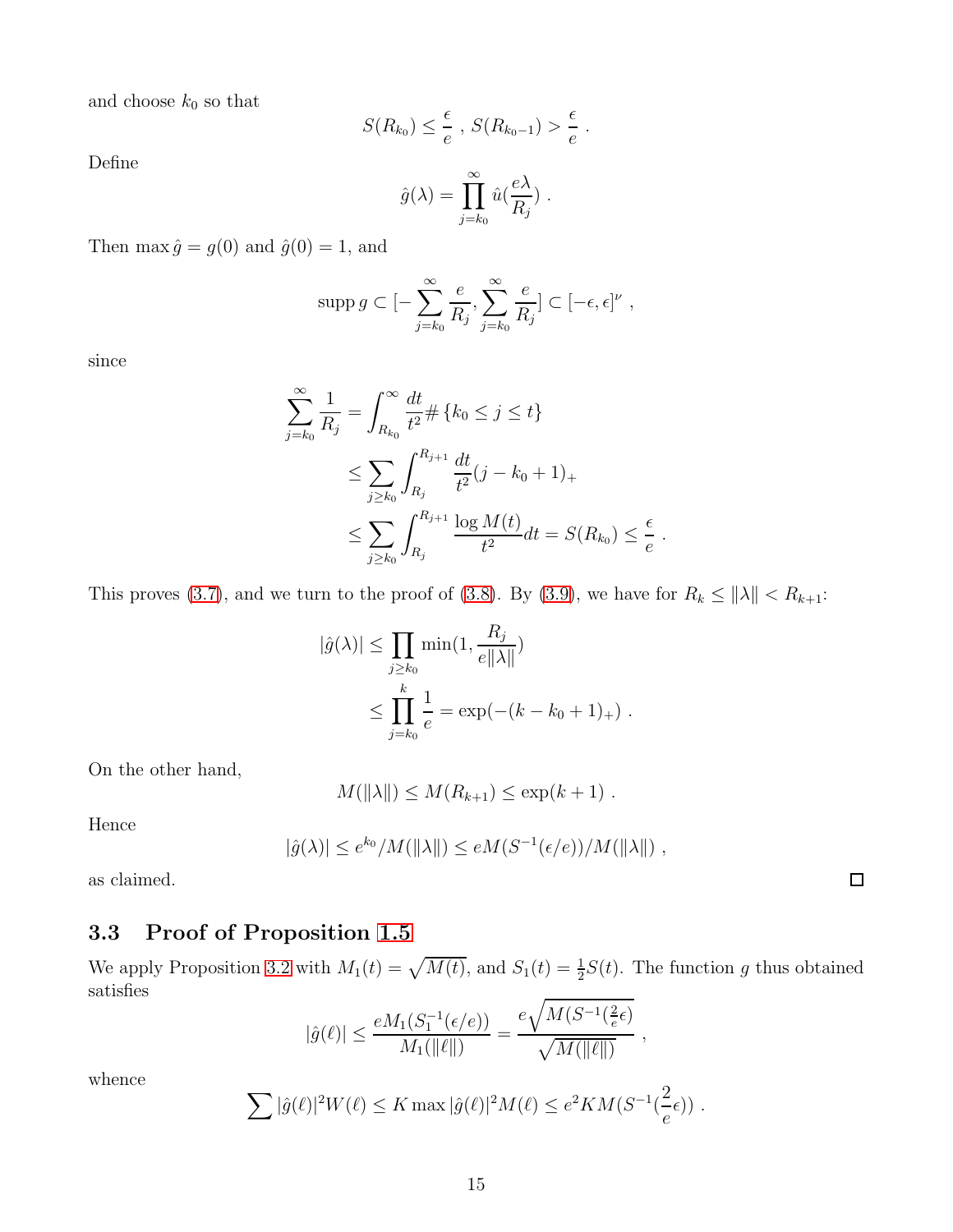and choose $k_0$ so that

$$S(R_{k_0}) \leq \frac{\epsilon}{e} \ , \ S(R_{k_0-1}) > \frac{\epsilon}{e} \ .$$

Define

$$\hat{g}(\lambda) = \prod_{j=k_0}^{\infty} \hat{u}(\frac{e\lambda}{R_j}) \ .$$

Then $\max \hat{g} = g(0)$ and $\hat{g}(0) = 1$, and

$$\operatorname{supp} g \subset [-\sum_{j=k_0}^{\infty} \frac{e}{R_j}, \sum_{j=k_0}^{\infty} \frac{e}{R_j}] \subset [-\epsilon, \epsilon]^{\nu} \ ,$$

since

$$\begin{aligned}
\sum_{j=k_0}^{\infty} \frac{1}{R_j} &= \int_{R_{k_0}}^{\infty} \frac{dt}{t^2} \# \{k_0 \leq j \leq t\} \\
&\leq \sum_{j \geq k_0} \int_{R_j}^{R_{j+1}} \frac{dt}{t^2} (j - k_0 + 1)_+ \\
&\leq \sum_{j \geq k_0} \int_{R_j}^{R_{j+1}} \frac{\log M(t)}{t^2} dt = S(R_{k_0}) \leq \frac{\epsilon}{e} \ .
\end{aligned}$$

This proves (3.7), and we turn to the proof of (3.8). By (3.9), we have for $R_k \leq \|\lambda\| < R_{k+1}$:

$$\begin{aligned}
|\hat{g}(\lambda)| &\leq \prod_{j \geq k_0} \min(1, \frac{R_j}{e\|\lambda\|}) \\
&\leq \prod_{j=k_0}^{k} \frac{1}{e} = \exp(-(k - k_0 + 1)_+) \ .
\end{aligned}$$

On the other hand,

$$M(\|\lambda\|) \leq M(R_{k+1}) \leq \exp(k+1) \ .$$

Hence

$$|\hat{g}(\lambda)| \leq e^{k_0}/M(\|\lambda\|) \leq eM(S^{-1}(\epsilon/e))/M(\|\lambda\|) \ ,$$

as claimed. ∎

### 3.3 Proof of Proposition 1.5

We apply Proposition 3.2 with $M_1(t) = \sqrt{M(t)}$, and $S_1(t) = \frac{1}{2}S(t)$. The function $g$ thus obtained satisfies

$$|\hat{g}(\ell)| \leq \frac{eM_1(S_1^{-1}(\epsilon/e))}{M_1(\|\ell\|)} = \frac{e\sqrt{M(S^{-1}(\frac{2}{e}\epsilon)}}{\sqrt{M(\|\ell\|)}} \ ,$$

whence

$$\sum |\hat{g}(\ell)|^2 W(\ell) \leq K \max |\hat{g}(\ell)|^2 M(\ell) \leq e^2 K M(S^{-1}(\frac{2}{e}\epsilon)) \ .$$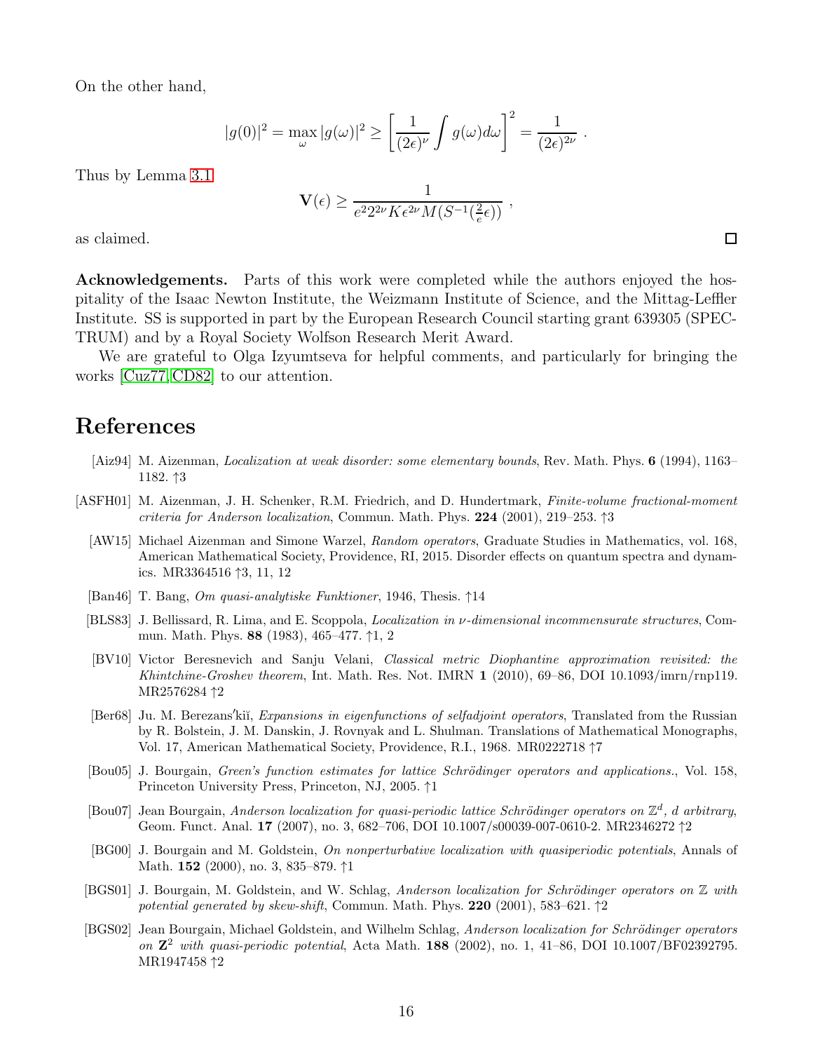On the other hand,

$$|g(0)|^2 = \max_{\omega} |g(\omega)|^2 \geq \left[ \frac{1}{(2\epsilon)^\nu} \int g(\omega) d\omega \right]^2 = \frac{1}{(2\epsilon)^{2\nu}} \ .$$

Thus by Lemma 3.1

$$\mathbf{V}(\epsilon) \geq \frac{1}{e^2 2^{2\nu} K \epsilon^{2\nu} M(S^{-1}(\frac{2}{e}\epsilon))} \ ,$$

as claimed. □

**Acknowledgements.** Parts of this work were completed while the authors enjoyed the hospitality of the Isaac Newton Institute, the Weizmann Institute of Science, and the Mittag-Leffler Institute. SS is supported in part by the European Research Council starting grant 639305 (SPECTRUM) and by a Royal Society Wolfson Research Merit Award.

We are grateful to Olga Izyumtseva for helpful comments, and particularly for bringing the works [Cuz77, CD82] to our attention.

# References

[Aiz94] M. Aizenman, *Localization at weak disorder: some elementary bounds*, Rev. Math. Phys. **6** (1994), 1163–1182. ↑3

[ASFH01] M. Aizenman, J. H. Schenker, R.M. Friedrich, and D. Hundertmark, *Finite-volume fractional-moment criteria for Anderson localization*, Commun. Math. Phys. **224** (2001), 219–253. ↑3

[AW15] Michael Aizenman and Simone Warzel, *Random operators*, Graduate Studies in Mathematics, vol. 168, American Mathematical Society, Providence, RI, 2015. Disorder effects on quantum spectra and dynamics. MR3364516 ↑3, 11, 12

[Ban46] T. Bang, *Om quasi-analytiske Funktioner*, 1946, Thesis. ↑14

[BLS83] J. Bellissard, R. Lima, and E. Scoppola, *Localization in $\nu$-dimensional incommensurate structures*, Commun. Math. Phys. **88** (1983), 465–477. ↑1, 2

[BV10] Victor Beresnevich and Sanju Velani, *Classical metric Diophantine approximation revisited: the Khintchine-Groshev theorem*, Int. Math. Res. Not. IMRN **1** (2010), 69–86, DOI 10.1093/imrn/rnp119. MR2576284 ↑2

[Ber68] Ju. M. Berezans′kiĭ, *Expansions in eigenfunctions of selfadjoint operators*, Translated from the Russian by R. Bolstein, J. M. Danskin, J. Rovnyak and L. Shulman. Translations of Mathematical Monographs, Vol. 17, American Mathematical Society, Providence, R.I., 1968. MR0222718 ↑7

[Bou05] J. Bourgain, *Green's function estimates for lattice Schrödinger operators and applications.*, Vol. 158, Princeton University Press, Princeton, NJ, 2005. ↑1

[Bou07] Jean Bourgain, *Anderson localization for quasi-periodic lattice Schrödinger operators on $\mathbb{Z}^d$, $d$ arbitrary*, Geom. Funct. Anal. **17** (2007), no. 3, 682–706, DOI 10.1007/s00039-007-0610-2. MR2346272 ↑2

[BG00] J. Bourgain and M. Goldstein, *On nonperturbative localization with quasiperiodic potentials*, Annals of Math. **152** (2000), no. 3, 835–879. ↑1

[BGS01] J. Bourgain, M. Goldstein, and W. Schlag, *Anderson localization for Schrödinger operators on $\mathbb{Z}$ with potential generated by skew-shift*, Commun. Math. Phys. **220** (2001), 583–621. ↑2

[BGS02] Jean Bourgain, Michael Goldstein, and Wilhelm Schlag, *Anderson localization for Schrödinger operators on $\mathbf{Z}^2$ with quasi-periodic potential*, Acta Math. **188** (2002), no. 1, 41–86, DOI 10.1007/BF02392795. MR1947458 ↑2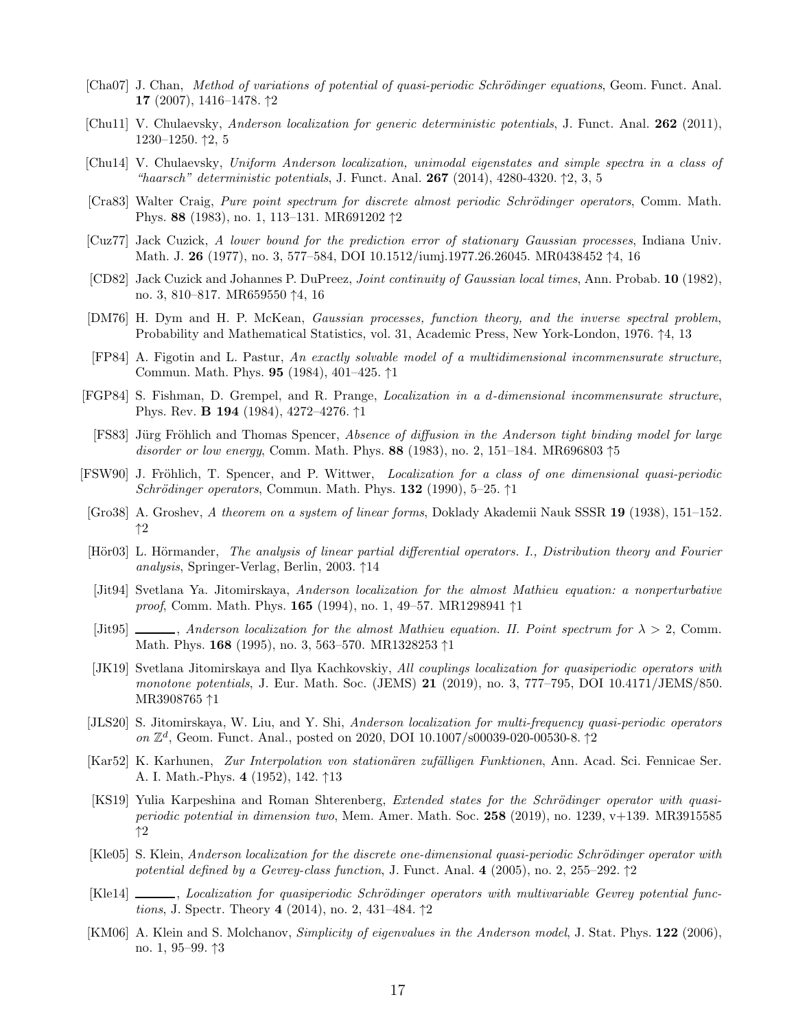[Cha07] J. Chan, *Method of variations of potential of quasi-periodic Schrödinger equations*, Geom. Funct. Anal. **17** (2007), 1416–1478. ↑2

[Chu11] V. Chulaevsky, *Anderson localization for generic deterministic potentials*, J. Funct. Anal. **262** (2011), 1230–1250. ↑2, 5

[Chu14] V. Chulaevsky, *Uniform Anderson localization, unimodal eigenstates and simple spectra in a class of "haarsch" deterministic potentials*, J. Funct. Anal. **267** (2014), 4280-4320. ↑2, 3, 5

[Cra83] Walter Craig, *Pure point spectrum for discrete almost periodic Schrödinger operators*, Comm. Math. Phys. **88** (1983), no. 1, 113–131. MR691202 ↑2

[Cuz77] Jack Cuzick, *A lower bound for the prediction error of stationary Gaussian processes*, Indiana Univ. Math. J. **26** (1977), no. 3, 577–584, DOI 10.1512/iumj.1977.26.26045. MR0438452 ↑4, 16

[CD82] Jack Cuzick and Johannes P. DuPreez, *Joint continuity of Gaussian local times*, Ann. Probab. **10** (1982), no. 3, 810–817. MR659550 ↑4, 16

[DM76] H. Dym and H. P. McKean, *Gaussian processes, function theory, and the inverse spectral problem*, Probability and Mathematical Statistics, vol. 31, Academic Press, New York-London, 1976. ↑4, 13

[FP84] A. Figotin and L. Pastur, *An exactly solvable model of a multidimensional incommensurate structure*, Commun. Math. Phys. **95** (1984), 401–425. ↑1

[FGP84] S. Fishman, D. Grempel, and R. Prange, *Localization in a d-dimensional incommensurate structure*, Phys. Rev. **B 194** (1984), 4272–4276. ↑1

[FS83] Jürg Fröhlich and Thomas Spencer, *Absence of diffusion in the Anderson tight binding model for large disorder or low energy*, Comm. Math. Phys. **88** (1983), no. 2, 151–184. MR696803 ↑5

[FSW90] J. Fröhlich, T. Spencer, and P. Wittwer, *Localization for a class of one dimensional quasi-periodic Schrödinger operators*, Commun. Math. Phys. **132** (1990), 5–25. ↑1

[Gro38] A. Groshev, *A theorem on a system of linear forms*, Doklady Akademii Nauk SSSR **19** (1938), 151–152. ↑2

[Hör03] L. Hörmander, *The analysis of linear partial differential operators. I., Distribution theory and Fourier analysis*, Springer-Verlag, Berlin, 2003. ↑14

[Jit94] Svetlana Ya. Jitomirskaya, *Anderson localization for the almost Mathieu equation: a nonperturbative proof*, Comm. Math. Phys. **165** (1994), no. 1, 49–57. MR1298941 ↑1

[Jit95] ———, *Anderson localization for the almost Mathieu equation. II. Point spectrum for $\lambda > 2$*, Comm. Math. Phys. **168** (1995), no. 3, 563–570. MR1328253 ↑1

[JK19] Svetlana Jitomirskaya and Ilya Kachkovskiy, *All couplings localization for quasiperiodic operators with monotone potentials*, J. Eur. Math. Soc. (JEMS) **21** (2019), no. 3, 777–795, DOI 10.4171/JEMS/850. MR3908765 ↑1

[JLS20] S. Jitomirskaya, W. Liu, and Y. Shi, *Anderson localization for multi-frequency quasi-periodic operators on $\mathbb{Z}^d$*, Geom. Funct. Anal., posted on 2020, DOI 10.1007/s00039-020-00530-8. ↑2

[Kar52] K. Karhunen, *Zur Interpolation von stationären zufälligen Funktionen*, Ann. Acad. Sci. Fennicae Ser. A. I. Math.-Phys. **4** (1952), 142. ↑13

[KS19] Yulia Karpeshina and Roman Shterenberg, *Extended states for the Schrödinger operator with quasi-periodic potential in dimension two*, Mem. Amer. Math. Soc. **258** (2019), no. 1239, v+139. MR3915585 ↑2

[Kle05] S. Klein, *Anderson localization for the discrete one-dimensional quasi-periodic Schrödinger operator with potential defined by a Gevrey-class function*, J. Funct. Anal. **4** (2005), no. 2, 255–292. ↑2

[Kle14] ———, *Localization for quasiperiodic Schrödinger operators with multivariable Gevrey potential functions*, J. Spectr. Theory **4** (2014), no. 2, 431–484. ↑2

[KM06] A. Klein and S. Molchanov, *Simplicity of eigenvalues in the Anderson model*, J. Stat. Phys. **122** (2006), no. 1, 95–99. ↑3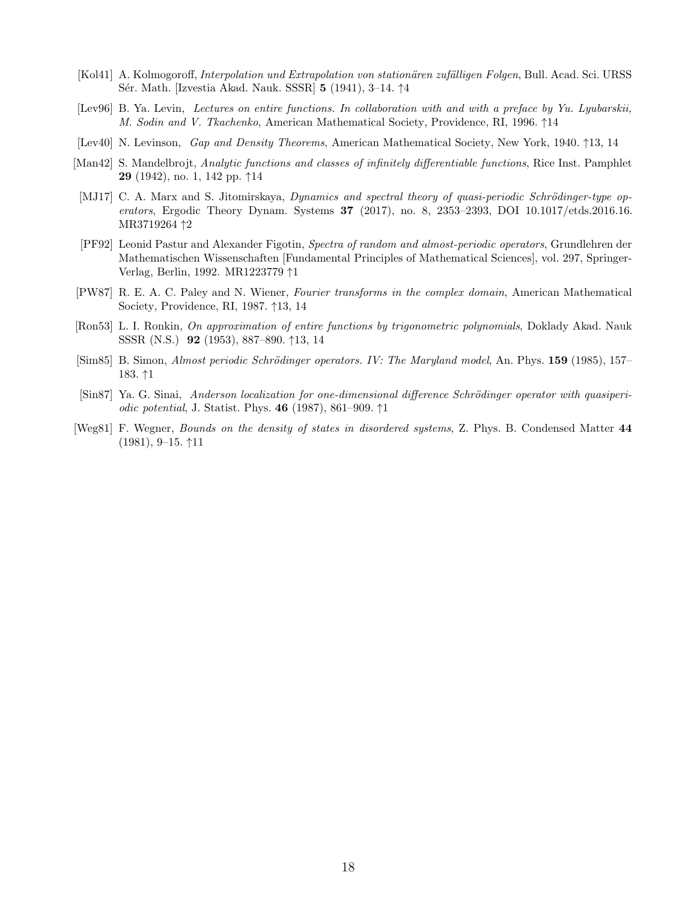[Kol41] A. Kolmogoroff, *Interpolation und Extrapolation von stationären zufälligen Folgen*, Bull. Acad. Sci. URSS Sér. Math. [Izvestia Akad. Nauk. SSSR] **5** (1941), 3–14. ↑4

[Lev96] B. Ya. Levin, *Lectures on entire functions. In collaboration with and with a preface by Yu. Lyubarskii, M. Sodin and V. Tkachenko*, American Mathematical Society, Providence, RI, 1996. ↑14

[Lev40] N. Levinson, *Gap and Density Theorems*, American Mathematical Society, New York, 1940. ↑13, 14

[Man42] S. Mandelbrojt, *Analytic functions and classes of infinitely differentiable functions*, Rice Inst. Pamphlet **29** (1942), no. 1, 142 pp. ↑14

[MJ17] C. A. Marx and S. Jitomirskaya, *Dynamics and spectral theory of quasi-periodic Schrödinger-type operators*, Ergodic Theory Dynam. Systems **37** (2017), no. 8, 2353–2393, DOI 10.1017/etds.2016.16. MR3719264 ↑2

[PF92] Leonid Pastur and Alexander Figotin, *Spectra of random and almost-periodic operators*, Grundlehren der Mathematischen Wissenschaften [Fundamental Principles of Mathematical Sciences], vol. 297, Springer-Verlag, Berlin, 1992. MR1223779 ↑1

[PW87] R. E. A. C. Paley and N. Wiener, *Fourier transforms in the complex domain*, American Mathematical Society, Providence, RI, 1987. ↑13, 14

[Ron53] L. I. Ronkin, *On approximation of entire functions by trigonometric polynomials*, Doklady Akad. Nauk SSSR (N.S.) **92** (1953), 887–890. ↑13, 14

[Sim85] B. Simon, *Almost periodic Schrödinger operators. IV: The Maryland model*, An. Phys. **159** (1985), 157–183. ↑1

[Sin87] Ya. G. Sinai, *Anderson localization for one-dimensional difference Schrödinger operator with quasiperiodic potential*, J. Statist. Phys. **46** (1987), 861–909. ↑1

[Weg81] F. Wegner, *Bounds on the density of states in disordered systems*, Z. Phys. B. Condensed Matter **44** (1981), 9–15. ↑11